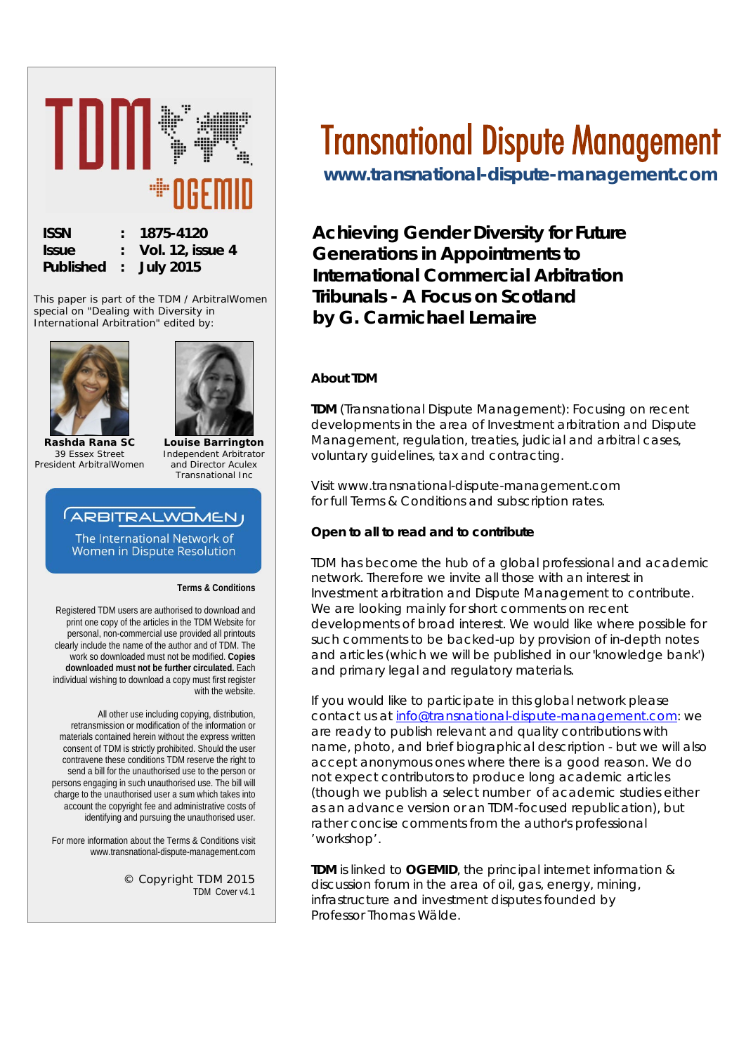# Transnational Dispute Management

**www.transnational-dispute-management.com**

ISSN : 1875-4120
Issue : Vol. 12, issue 4
Published : July 2015

This paper is part of the TDM / ArbitralWomen special on "Dealing with Diversity in International Arbitration" edited by:

**Rashda Rana SC**
39 Essex Street
President ArbitralWomen

**Louise Barrington**
Independent Arbitrator and Director Aculex Transnational Inc

ARBITRALWOMEN
The International Network of Women in Dispute Resolution

## Achieving Gender Diversity for Future Generations in Appointments to International Commercial Arbitration Tribunals - A Focus on Scotland by G. Carmichael Lemaire

### About TDM

**TDM** (Transnational Dispute Management): Focusing on recent developments in the area of Investment arbitration and Dispute Management, regulation, treaties, judicial and arbitral cases, voluntary guidelines, tax and contracting.

Visit www.transnational-dispute-management.com for full Terms & Conditions and subscription rates.

### Open to all to read and to contribute

TDM has become the hub of a global professional and academic network. Therefore we invite all those with an interest in Investment arbitration and Dispute Management to contribute. We are looking mainly for short comments on recent developments of broad interest. We would like where possible for such comments to be backed-up by provision of in-depth notes and articles (which we will be published in our 'knowledge bank') and primary legal and regulatory materials.

If you would like to participate in this global network please contact us at info@transnational-dispute-management.com: we are ready to publish relevant and quality contributions with name, photo, and brief biographical description - but we will also accept anonymous ones where there is a good reason. We do not expect contributors to produce long academic articles (though we publish a select number of academic studies either as an advance version or an TDM-focused republication), but rather concise comments from the author's professional 'workshop'.

**TDM** is linked to **OGEMID**, the principal internet information & discussion forum in the area of oil, gas, energy, mining, infrastructure and investment disputes founded by Professor Thomas Wälde.

### Terms & Conditions

Registered TDM users are authorised to download and print one copy of the articles in the TDM Website for personal, non-commercial use provided all printouts clearly include the name of the author and of TDM. The work so downloaded must not be modified. **Copies downloaded must not be further circulated.** Each individual wishing to download a copy must first register with the website.

All other use including copying, distribution, retransmission or modification of the information or materials contained herein without the express written consent of TDM is strictly prohibited. Should the user contravene these conditions TDM reserve the right to send a bill for the unauthorised use to the person or persons engaging in such unauthorised use. The bill will charge to the unauthorised user a sum which takes into account the copyright fee and administrative costs of identifying and pursuing the unauthorised user.

For more information about the Terms & Conditions visit www.transnational-dispute-management.com

© Copyright TDM 2015
TDM Cover v4.1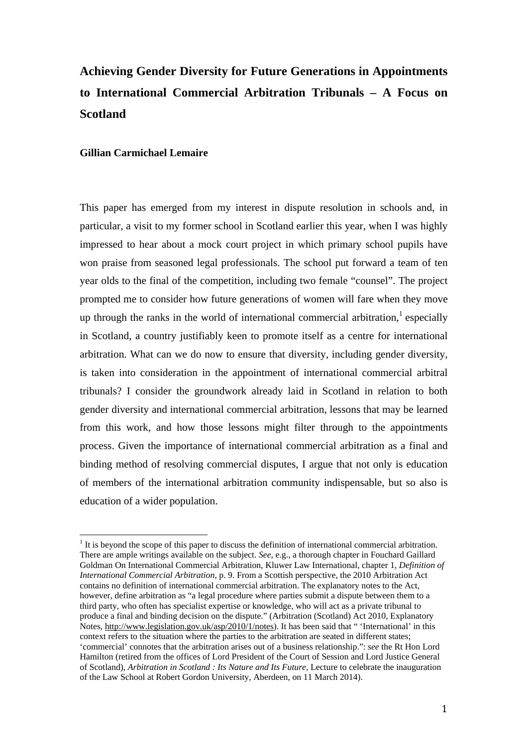# Achieving Gender Diversity for Future Generations in Appointments to International Commercial Arbitration Tribunals – A Focus on Scotland

**Gillian Carmichael Lemaire**

This paper has emerged from my interest in dispute resolution in schools and, in particular, a visit to my former school in Scotland earlier this year, when I was highly impressed to hear about a mock court project in which primary school pupils have won praise from seasoned legal professionals. The school put forward a team of ten year olds to the final of the competition, including two female "counsel". The project prompted me to consider how future generations of women will fare when they move up through the ranks in the world of international commercial arbitration,[1] especially in Scotland, a country justifiably keen to promote itself as a centre for international arbitration. What can we do now to ensure that diversity, including gender diversity, is taken into consideration in the appointment of international commercial arbitral tribunals? I consider the groundwork already laid in Scotland in relation to both gender diversity and international commercial arbitration, lessons that may be learned from this work, and how those lessons might filter through to the appointments process. Given the importance of international commercial arbitration as a final and binding method of resolving commercial disputes, I argue that not only is education of members of the international arbitration community indispensable, but so also is education of a wider population.

---

[1] It is beyond the scope of this paper to discuss the definition of international commercial arbitration. There are ample writings available on the subject. *See*, e.g., a thorough chapter in Fouchard Gaillard Goldman On International Commercial Arbitration, Kluwer Law International, chapter 1, *Definition of International Commercial Arbitration*, p. 9. From a Scottish perspective, the 2010 Arbitration Act contains no definition of international commercial arbitration. The explanatory notes to the Act, however, define arbitration as "a legal procedure where parties submit a dispute between them to a third party, who often has specialist expertise or knowledge, who will act as a private tribunal to produce a final and binding decision on the dispute." (Arbitration (Scotland) Act 2010, Explanatory Notes, http://www.legislation.gov.uk/asp/2010/1/notes). It has been said that " 'International' in this context refers to the situation where the parties to the arbitration are seated in different states; 'commercial' connotes that the arbitration arises out of a business relationship.": *see* the Rt Hon Lord Hamilton (retired from the offices of Lord President of the Court of Session and Lord Justice General of Scotland), *Arbitration in Scotland : Its Nature and Its Future*, Lecture to celebrate the inauguration of the Law School at Robert Gordon University, Aberdeen, on 11 March 2014).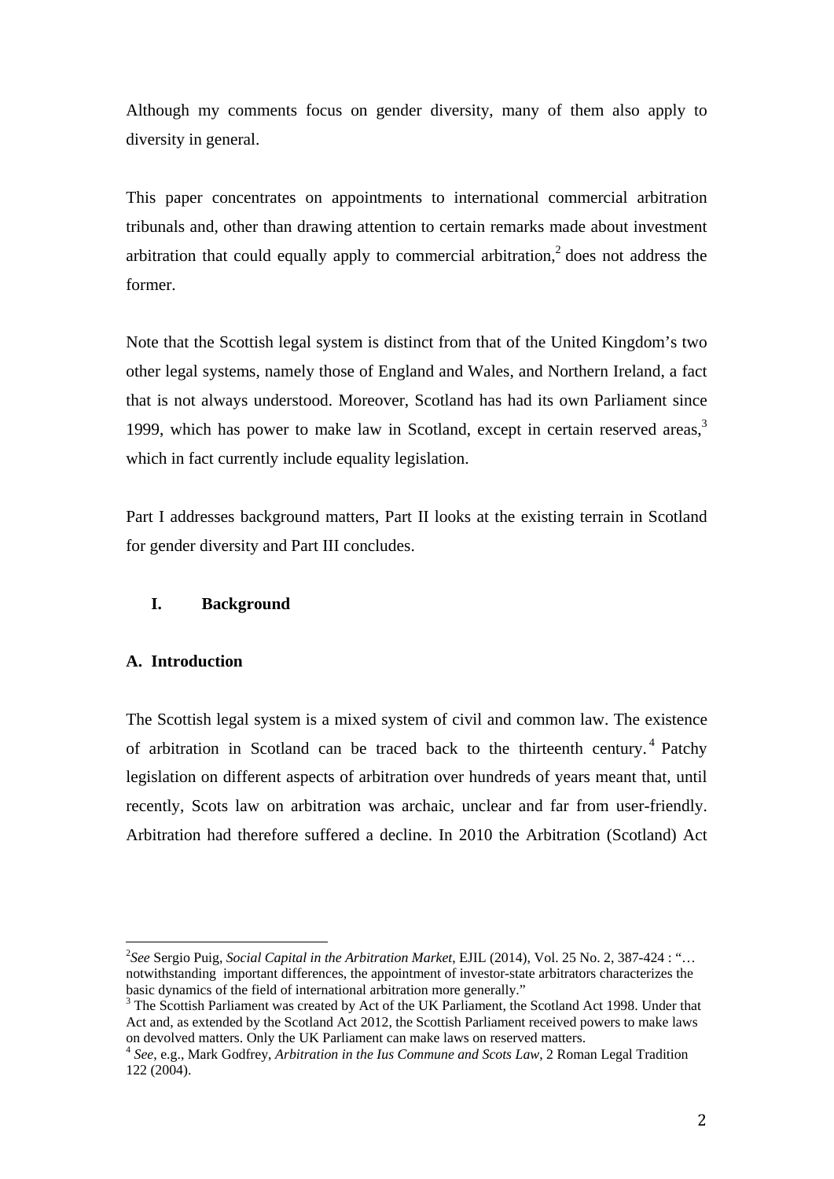Although my comments focus on gender diversity, many of them also apply to diversity in general.

This paper concentrates on appointments to international commercial arbitration tribunals and, other than drawing attention to certain remarks made about investment arbitration that could equally apply to commercial arbitration,[2] does not address the former.

Note that the Scottish legal system is distinct from that of the United Kingdom's two other legal systems, namely those of England and Wales, and Northern Ireland, a fact that is not always understood. Moreover, Scotland has had its own Parliament since 1999, which has power to make law in Scotland, except in certain reserved areas,[3] which in fact currently include equality legislation.

Part I addresses background matters, Part II looks at the existing terrain in Scotland for gender diversity and Part III concludes.

## I. Background

### A. Introduction

The Scottish legal system is a mixed system of civil and common law. The existence of arbitration in Scotland can be traced back to the thirteenth century.[4] Patchy legislation on different aspects of arbitration over hundreds of years meant that, until recently, Scots law on arbitration was archaic, unclear and far from user-friendly. Arbitration had therefore suffered a decline. In 2010 the Arbitration (Scotland) Act

---

[2] *See* Sergio Puig, *Social Capital in the Arbitration Market*, EJIL (2014), Vol. 25 No. 2, 387-424 : "… notwithstanding important differences, the appointment of investor-state arbitrators characterizes the basic dynamics of the field of international arbitration more generally."

[3] The Scottish Parliament was created by Act of the UK Parliament, the Scotland Act 1998. Under that Act and, as extended by the Scotland Act 2012, the Scottish Parliament received powers to make laws on devolved matters. Only the UK Parliament can make laws on reserved matters.

[4] *See*, e.g., Mark Godfrey, *Arbitration in the Ius Commune and Scots Law*, 2 Roman Legal Tradition 122 (2004).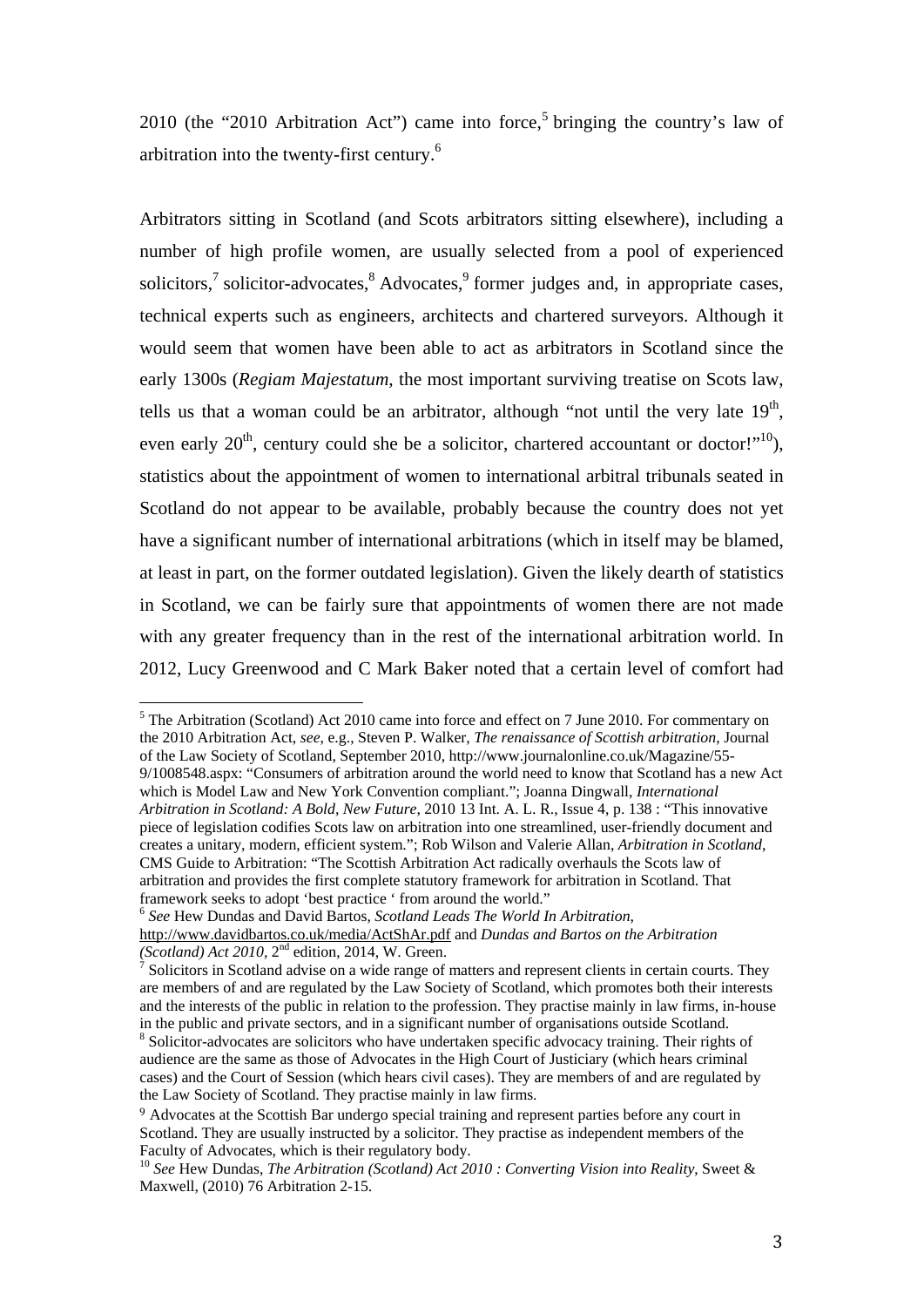2010 (the "2010 Arbitration Act") came into force,[5] bringing the country's law of arbitration into the twenty-first century.[6]

Arbitrators sitting in Scotland (and Scots arbitrators sitting elsewhere), including a number of high profile women, are usually selected from a pool of experienced solicitors,[7] solicitor-advocates,[8] Advocates,[9] former judges and, in appropriate cases, technical experts such as engineers, architects and chartered surveyors. Although it would seem that women have been able to act as arbitrators in Scotland since the early 1300s (*Regiam Majestatum*, the most important surviving treatise on Scots law, tells us that a woman could be an arbitrator, although "not until the very late 19th, even early 20th, century could she be a solicitor, chartered accountant or doctor!"[10]), statistics about the appointment of women to international arbitral tribunals seated in Scotland do not appear to be available, probably because the country does not yet have a significant number of international arbitrations (which in itself may be blamed, at least in part, on the former outdated legislation). Given the likely dearth of statistics in Scotland, we can be fairly sure that appointments of women there are not made with any greater frequency than in the rest of the international arbitration world. In 2012, Lucy Greenwood and C Mark Baker noted that a certain level of comfort had

---

[5] The Arbitration (Scotland) Act 2010 came into force and effect on 7 June 2010. For commentary on the 2010 Arbitration Act, *see*, e.g., Steven P. Walker, *The renaissance of Scottish arbitration*, Journal of the Law Society of Scotland, September 2010, http://www.journalonline.co.uk/Magazine/55-9/1008548.aspx: "Consumers of arbitration around the world need to know that Scotland has a new Act which is Model Law and New York Convention compliant."; Joanna Dingwall, *International Arbitration in Scotland: A Bold, New Future*, 2010 13 Int. A. L. R., Issue 4, p. 138 : "This innovative piece of legislation codifies Scots law on arbitration into one streamlined, user-friendly document and creates a unitary, modern, efficient system."; Rob Wilson and Valerie Allan, *Arbitration in Scotland*, CMS Guide to Arbitration: "The Scottish Arbitration Act radically overhauls the Scots law of arbitration and provides the first complete statutory framework for arbitration in Scotland. That framework seeks to adopt 'best practice ' from around the world."

[6] *See* Hew Dundas and David Bartos, *Scotland Leads The World In Arbitration*, http://www.davidbartos.co.uk/media/ActShAr.pdf and *Dundas and Bartos on the Arbitration (Scotland) Act 2010*, 2nd edition, 2014, W. Green.

[7] Solicitors in Scotland advise on a wide range of matters and represent clients in certain courts. They are members of and are regulated by the Law Society of Scotland, which promotes both their interests and the interests of the public in relation to the profession. They practise mainly in law firms, in-house in the public and private sectors, and in a significant number of organisations outside Scotland.

[8] Solicitor-advocates are solicitors who have undertaken specific advocacy training. Their rights of audience are the same as those of Advocates in the High Court of Justiciary (which hears criminal cases) and the Court of Session (which hears civil cases). They are members of and are regulated by the Law Society of Scotland. They practise mainly in law firms.

[9] Advocates at the Scottish Bar undergo special training and represent parties before any court in Scotland. They are usually instructed by a solicitor. They practise as independent members of the Faculty of Advocates, which is their regulatory body.

[10] *See* Hew Dundas, *The Arbitration (Scotland) Act 2010 : Converting Vision into Reality*, Sweet & Maxwell, (2010) 76 Arbitration 2-15.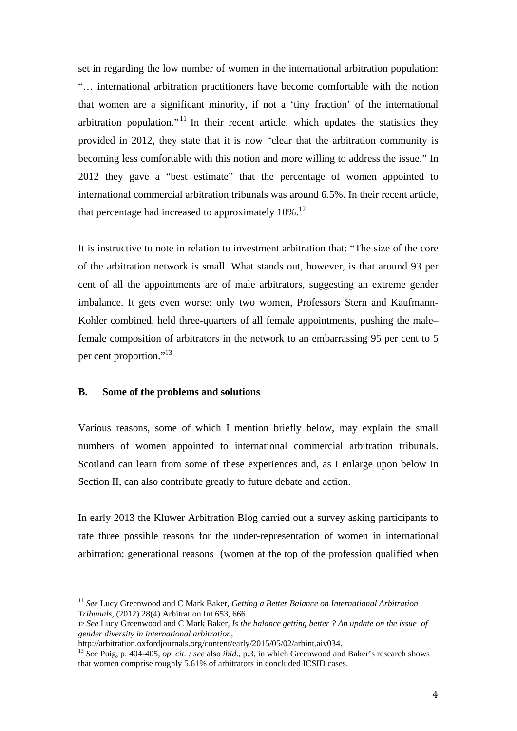set in regarding the low number of women in the international arbitration population: "… international arbitration practitioners have become comfortable with the notion that women are a significant minority, if not a 'tiny fraction' of the international arbitration population."[11] In their recent article, which updates the statistics they provided in 2012, they state that it is now "clear that the arbitration community is becoming less comfortable with this notion and more willing to address the issue." In 2012 they gave a "best estimate" that the percentage of women appointed to international commercial arbitration tribunals was around 6.5%. In their recent article, that percentage had increased to approximately 10%.[12]

It is instructive to note in relation to investment arbitration that: "The size of the core of the arbitration network is small. What stands out, however, is that around 93 per cent of all the appointments are of male arbitrators, suggesting an extreme gender imbalance. It gets even worse: only two women, Professors Stern and Kaufmann-Kohler combined, held three-quarters of all female appointments, pushing the male–female composition of arbitrators in the network to an embarrassing 95 per cent to 5 per cent proportion."[13]

### B. Some of the problems and solutions

Various reasons, some of which I mention briefly below, may explain the small numbers of women appointed to international commercial arbitration tribunals. Scotland can learn from some of these experiences and, as I enlarge upon below in Section II, can also contribute greatly to future debate and action.

In early 2013 the Kluwer Arbitration Blog carried out a survey asking participants to rate three possible reasons for the under-representation of women in international arbitration: generational reasons (women at the top of the profession qualified when

---

[11] *See* Lucy Greenwood and C Mark Baker, *Getting a Better Balance on International Arbitration Tribunals*, (2012) 28(4) Arbitration Int 653, 666.

[12] *See* Lucy Greenwood and C Mark Baker, *Is the balance getting better ? An update on the issue of gender diversity in international arbitration*, http://arbitration.oxfordjournals.org/content/early/2015/05/02/arbint.aiv034.

[13] *See* Puig, p. 404-405, *op. cit. ; see* also *ibid*., p.3, in which Greenwood and Baker's research shows that women comprise roughly 5.61% of arbitrators in concluded ICSID cases.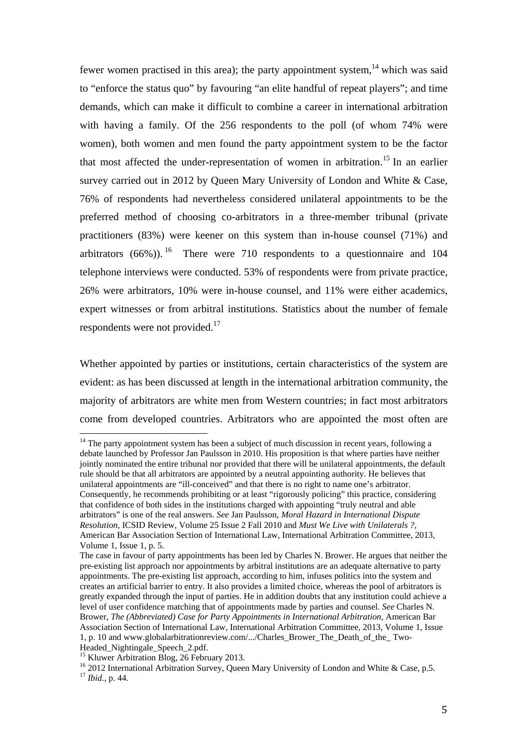fewer women practised in this area); the party appointment system,[14] which was said to "enforce the status quo" by favouring "an elite handful of repeat players"; and time demands, which can make it difficult to combine a career in international arbitration with having a family. Of the 256 respondents to the poll (of whom 74% were women), both women and men found the party appointment system to be the factor that most affected the under-representation of women in arbitration.[15] In an earlier survey carried out in 2012 by Queen Mary University of London and White & Case, 76% of respondents had nevertheless considered unilateral appointments to be the preferred method of choosing co-arbitrators in a three-member tribunal (private practitioners (83%) were keener on this system than in-house counsel (71%) and arbitrators (66%)).[16] There were 710 respondents to a questionnaire and 104 telephone interviews were conducted. 53% of respondents were from private practice, 26% were arbitrators, 10% were in-house counsel, and 11% were either academics, expert witnesses or from arbitral institutions. Statistics about the number of female respondents were not provided.[17]

Whether appointed by parties or institutions, certain characteristics of the system are evident: as has been discussed at length in the international arbitration community, the majority of arbitrators are white men from Western countries; in fact most arbitrators come from developed countries. Arbitrators who are appointed the most often are

---

[14] The party appointment system has been a subject of much discussion in recent years, following a debate launched by Professor Jan Paulsson in 2010. His proposition is that where parties have neither jointly nominated the entire tribunal nor provided that there will be unilateral appointments, the default rule should be that all arbitrators are appointed by a neutral appointing authority. He believes that unilateral appointments are "ill-conceived" and that there is no right to name one's arbitrator. Consequently, he recommends prohibiting or at least "rigorously policing" this practice, considering that confidence of both sides in the institutions charged with appointing "truly neutral and able arbitrators" is one of the real answers. *See* Jan Paulsson, *Moral Hazard in International Dispute Resolution*, ICSID Review, Volume 25 Issue 2 Fall 2010 and *Must We Live with Unilaterals ?*, American Bar Association Section of International Law, International Arbitration Committee, 2013, Volume 1, Issue 1, p. 5.

The case in favour of party appointments has been led by Charles N. Brower. He argues that neither the pre-existing list approach nor appointments by arbitral institutions are an adequate alternative to party appointments. The pre-existing list approach, according to him, infuses politics into the system and creates an artificial barrier to entry. It also provides a limited choice, whereas the pool of arbitrators is greatly expanded through the input of parties. He in addition doubts that any institution could achieve a level of user confidence matching that of appointments made by parties and counsel. *See* Charles N. Brower, *The (Abbreviated) Case for Party Appointments in International Arbitration*, American Bar Association Section of International Law, International Arbitration Committee, 2013, Volume 1, Issue 1, p. 10 and www.globalarbitrationreview.com/.../Charles_Brower_The_Death_of_the_ Two-Headed_Nightingale_Speech_2.pdf.

[15] Kluwer Arbitration Blog, 26 February 2013.

[16] 2012 International Arbitration Survey, Queen Mary University of London and White & Case, p.5.

[17] *Ibid.*, p. 44.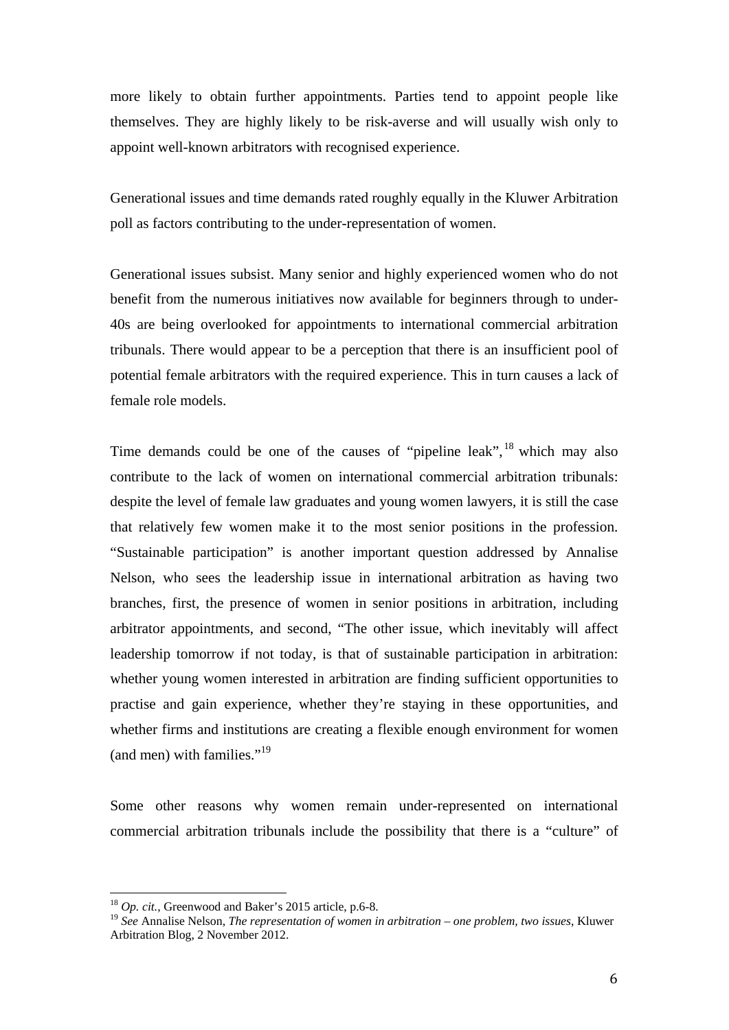more likely to obtain further appointments. Parties tend to appoint people like themselves. They are highly likely to be risk-averse and will usually wish only to appoint well-known arbitrators with recognised experience.

Generational issues and time demands rated roughly equally in the Kluwer Arbitration poll as factors contributing to the under-representation of women.

Generational issues subsist. Many senior and highly experienced women who do not benefit from the numerous initiatives now available for beginners through to under-40s are being overlooked for appointments to international commercial arbitration tribunals. There would appear to be a perception that there is an insufficient pool of potential female arbitrators with the required experience. This in turn causes a lack of female role models.

Time demands could be one of the causes of "pipeline leak",[18] which may also contribute to the lack of women on international commercial arbitration tribunals: despite the level of female law graduates and young women lawyers, it is still the case that relatively few women make it to the most senior positions in the profession. "Sustainable participation" is another important question addressed by Annalise Nelson, who sees the leadership issue in international arbitration as having two branches, first, the presence of women in senior positions in arbitration, including arbitrator appointments, and second, "The other issue, which inevitably will affect leadership tomorrow if not today, is that of sustainable participation in arbitration: whether young women interested in arbitration are finding sufficient opportunities to practise and gain experience, whether they're staying in these opportunities, and whether firms and institutions are creating a flexible enough environment for women (and men) with families."[19]

Some other reasons why women remain under-represented on international commercial arbitration tribunals include the possibility that there is a "culture" of

---

[18] *Op. cit.*, Greenwood and Baker's 2015 article, p.6-8.

[19] *See* Annalise Nelson, *The representation of women in arbitration – one problem, two issues*, Kluwer Arbitration Blog, 2 November 2012.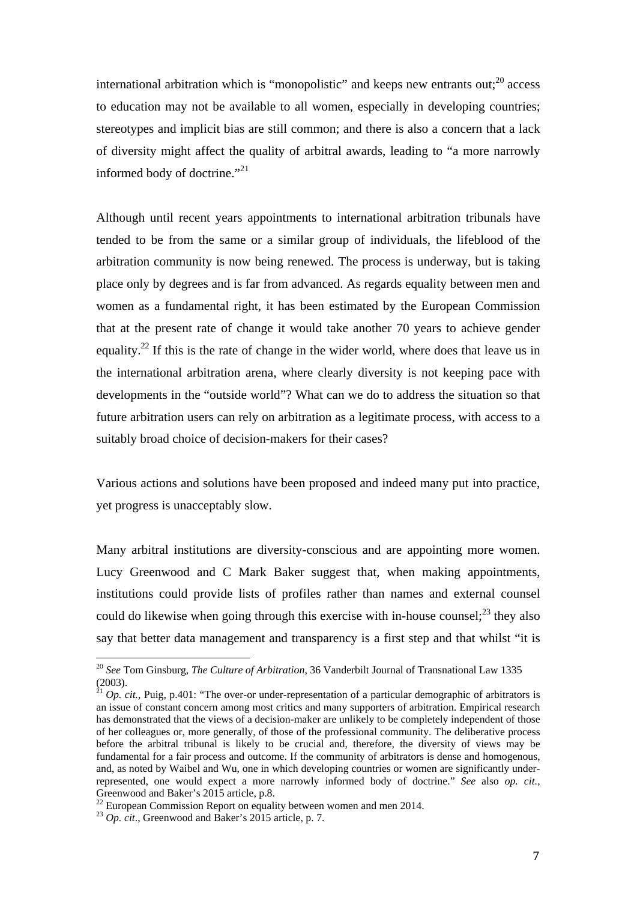international arbitration which is "monopolistic" and keeps new entrants out;[20] access to education may not be available to all women, especially in developing countries; stereotypes and implicit bias are still common; and there is also a concern that a lack of diversity might affect the quality of arbitral awards, leading to "a more narrowly informed body of doctrine."[21]

Although until recent years appointments to international arbitration tribunals have tended to be from the same or a similar group of individuals, the lifeblood of the arbitration community is now being renewed. The process is underway, but is taking place only by degrees and is far from advanced. As regards equality between men and women as a fundamental right, it has been estimated by the European Commission that at the present rate of change it would take another 70 years to achieve gender equality.[22] If this is the rate of change in the wider world, where does that leave us in the international arbitration arena, where clearly diversity is not keeping pace with developments in the "outside world"? What can we do to address the situation so that future arbitration users can rely on arbitration as a legitimate process, with access to a suitably broad choice of decision-makers for their cases?

Various actions and solutions have been proposed and indeed many put into practice, yet progress is unacceptably slow.

Many arbitral institutions are diversity-conscious and are appointing more women. Lucy Greenwood and C Mark Baker suggest that, when making appointments, institutions could provide lists of profiles rather than names and external counsel could do likewise when going through this exercise with in-house counsel;[23] they also say that better data management and transparency is a first step and that whilst "it is

---

[20] *See* Tom Ginsburg, *The Culture of Arbitration*, 36 Vanderbilt Journal of Transnational Law 1335 (2003).

[21] *Op. cit.*, Puig, p.401: "The over-or under-representation of a particular demographic of arbitrators is an issue of constant concern among most critics and many supporters of arbitration. Empirical research has demonstrated that the views of a decision-maker are unlikely to be completely independent of those of her colleagues or, more generally, of those of the professional community. The deliberative process before the arbitral tribunal is likely to be crucial and, therefore, the diversity of views may be fundamental for a fair process and outcome. If the community of arbitrators is dense and homogenous, and, as noted by Waibel and Wu, one in which developing countries or women are significantly under-represented, one would expect a more narrowly informed body of doctrine." *See* also *op. cit.*, Greenwood and Baker's 2015 article, p.8.

[22] European Commission Report on equality between women and men 2014.

[23] *Op. cit.*, Greenwood and Baker's 2015 article, p. 7.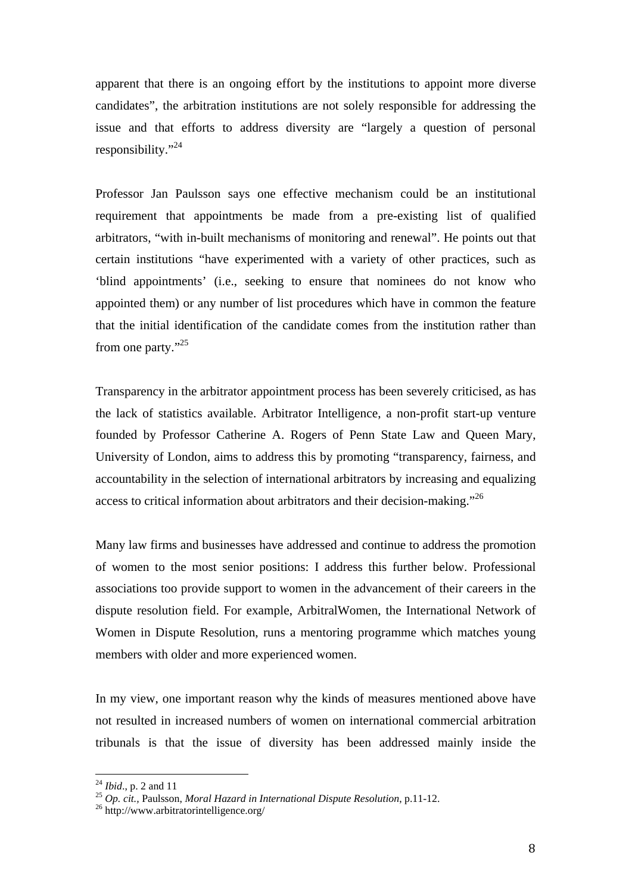apparent that there is an ongoing effort by the institutions to appoint more diverse candidates", the arbitration institutions are not solely responsible for addressing the issue and that efforts to address diversity are "largely a question of personal responsibility."[24]

Professor Jan Paulsson says one effective mechanism could be an institutional requirement that appointments be made from a pre-existing list of qualified arbitrators, "with in-built mechanisms of monitoring and renewal". He points out that certain institutions "have experimented with a variety of other practices, such as 'blind appointments' (i.e., seeking to ensure that nominees do not know who appointed them) or any number of list procedures which have in common the feature that the initial identification of the candidate comes from the institution rather than from one party."[25]

Transparency in the arbitrator appointment process has been severely criticised, as has the lack of statistics available. Arbitrator Intelligence, a non-profit start-up venture founded by Professor Catherine A. Rogers of Penn State Law and Queen Mary, University of London, aims to address this by promoting "transparency, fairness, and accountability in the selection of international arbitrators by increasing and equalizing access to critical information about arbitrators and their decision-making."[26]

Many law firms and businesses have addressed and continue to address the promotion of women to the most senior positions: I address this further below. Professional associations too provide support to women in the advancement of their careers in the dispute resolution field. For example, ArbitralWomen, the International Network of Women in Dispute Resolution, runs a mentoring programme which matches young members with older and more experienced women.

In my view, one important reason why the kinds of measures mentioned above have not resulted in increased numbers of women on international commercial arbitration tribunals is that the issue of diversity has been addressed mainly inside the

---

[24] *Ibid*., p. 2 and 11

[25] *Op. cit.*, Paulsson, *Moral Hazard in International Dispute Resolution*, p.11-12.

[26] http://www.arbitratorintelligence.org/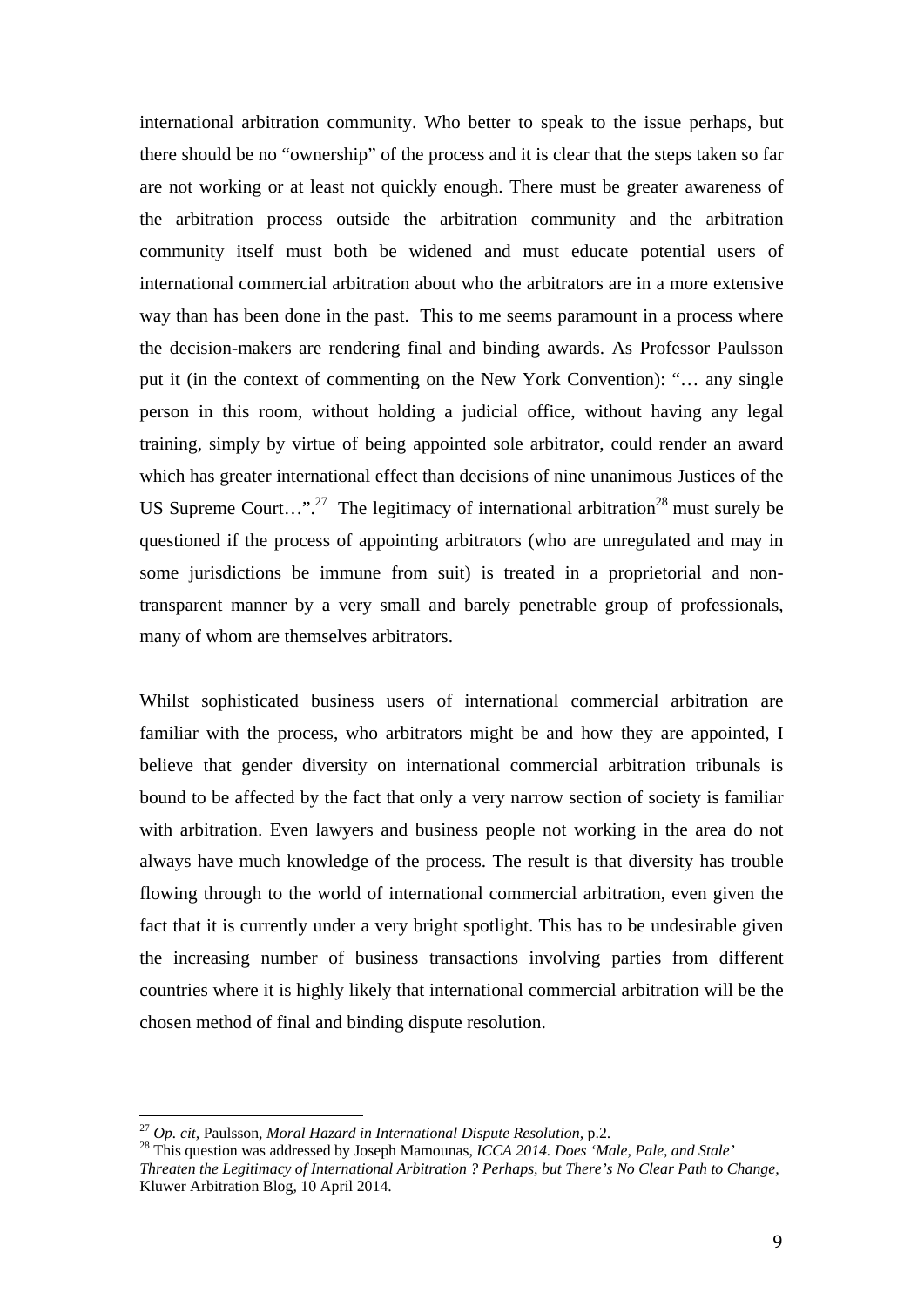international arbitration community. Who better to speak to the issue perhaps, but there should be no "ownership" of the process and it is clear that the steps taken so far are not working or at least not quickly enough. There must be greater awareness of the arbitration process outside the arbitration community and the arbitration community itself must both be widened and must educate potential users of international commercial arbitration about who the arbitrators are in a more extensive way than has been done in the past. This to me seems paramount in a process where the decision-makers are rendering final and binding awards. As Professor Paulsson put it (in the context of commenting on the New York Convention): "… any single person in this room, without holding a judicial office, without having any legal training, simply by virtue of being appointed sole arbitrator, could render an award which has greater international effect than decisions of nine unanimous Justices of the US Supreme Court…".[27] The legitimacy of international arbitration[28] must surely be questioned if the process of appointing arbitrators (who are unregulated and may in some jurisdictions be immune from suit) is treated in a proprietorial and non-transparent manner by a very small and barely penetrable group of professionals, many of whom are themselves arbitrators.

Whilst sophisticated business users of international commercial arbitration are familiar with the process, who arbitrators might be and how they are appointed, I believe that gender diversity on international commercial arbitration tribunals is bound to be affected by the fact that only a very narrow section of society is familiar with arbitration. Even lawyers and business people not working in the area do not always have much knowledge of the process. The result is that diversity has trouble flowing through to the world of international commercial arbitration, even given the fact that it is currently under a very bright spotlight. This has to be undesirable given the increasing number of business transactions involving parties from different countries where it is highly likely that international commercial arbitration will be the chosen method of final and binding dispute resolution.

---

[27] *Op. cit,* Paulsson, *Moral Hazard in International Dispute Resolution,* p.2.

[28] This question was addressed by Joseph Mamounas, *ICCA 2014. Does 'Male, Pale, and Stale' Threaten the Legitimacy of International Arbitration ? Perhaps, but There's No Clear Path to Change*, Kluwer Arbitration Blog, 10 April 2014.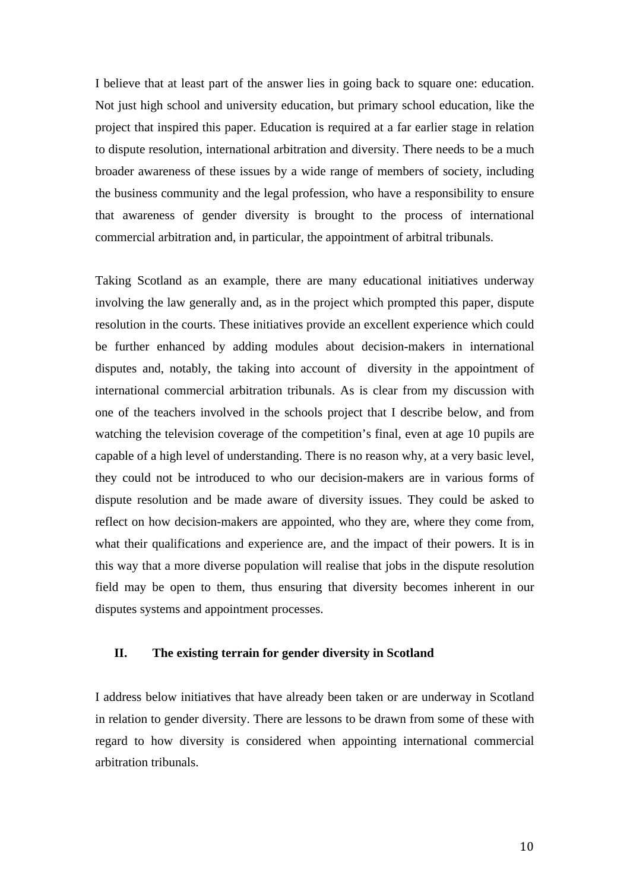I believe that at least part of the answer lies in going back to square one: education. Not just high school and university education, but primary school education, like the project that inspired this paper. Education is required at a far earlier stage in relation to dispute resolution, international arbitration and diversity. There needs to be a much broader awareness of these issues by a wide range of members of society, including the business community and the legal profession, who have a responsibility to ensure that awareness of gender diversity is brought to the process of international commercial arbitration and, in particular, the appointment of arbitral tribunals.

Taking Scotland as an example, there are many educational initiatives underway involving the law generally and, as in the project which prompted this paper, dispute resolution in the courts. These initiatives provide an excellent experience which could be further enhanced by adding modules about decision-makers in international disputes and, notably, the taking into account of diversity in the appointment of international commercial arbitration tribunals. As is clear from my discussion with one of the teachers involved in the schools project that I describe below, and from watching the television coverage of the competition's final, even at age 10 pupils are capable of a high level of understanding. There is no reason why, at a very basic level, they could not be introduced to who our decision-makers are in various forms of dispute resolution and be made aware of diversity issues. They could be asked to reflect on how decision-makers are appointed, who they are, where they come from, what their qualifications and experience are, and the impact of their powers. It is in this way that a more diverse population will realise that jobs in the dispute resolution field may be open to them, thus ensuring that diversity becomes inherent in our disputes systems and appointment processes.

## II. The existing terrain for gender diversity in Scotland

I address below initiatives that have already been taken or are underway in Scotland in relation to gender diversity. There are lessons to be drawn from some of these with regard to how diversity is considered when appointing international commercial arbitration tribunals.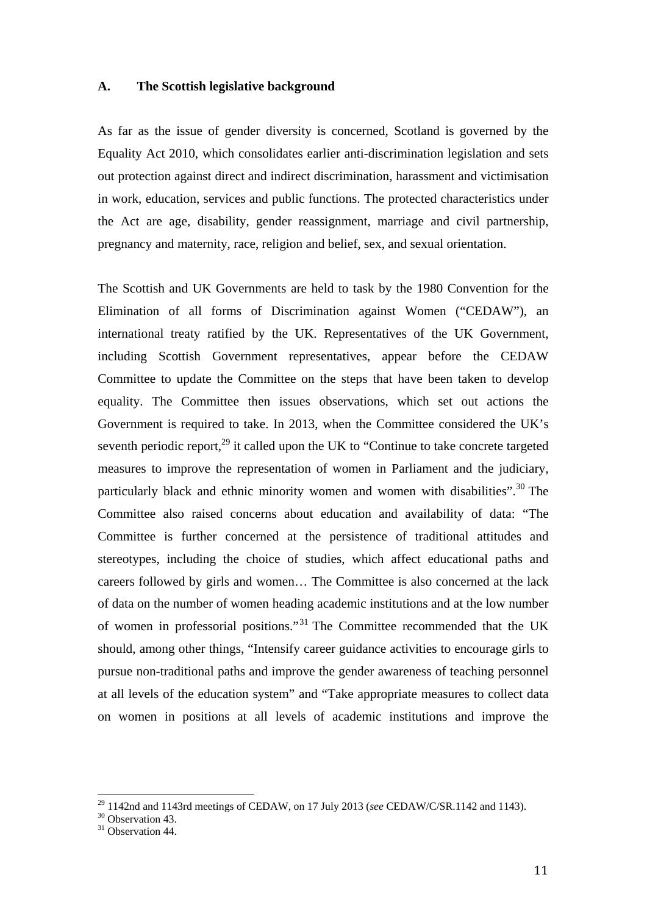## A. The Scottish legislative background

As far as the issue of gender diversity is concerned, Scotland is governed by the Equality Act 2010, which consolidates earlier anti-discrimination legislation and sets out protection against direct and indirect discrimination, harassment and victimisation in work, education, services and public functions. The protected characteristics under the Act are age, disability, gender reassignment, marriage and civil partnership, pregnancy and maternity, race, religion and belief, sex, and sexual orientation.

The Scottish and UK Governments are held to task by the 1980 Convention for the Elimination of all forms of Discrimination against Women ("CEDAW"), an international treaty ratified by the UK. Representatives of the UK Government, including Scottish Government representatives, appear before the CEDAW Committee to update the Committee on the steps that have been taken to develop equality. The Committee then issues observations, which set out actions the Government is required to take. In 2013, when the Committee considered the UK's seventh periodic report,[29] it called upon the UK to "Continue to take concrete targeted measures to improve the representation of women in Parliament and the judiciary, particularly black and ethnic minority women and women with disabilities".[30] The Committee also raised concerns about education and availability of data: "The Committee is further concerned at the persistence of traditional attitudes and stereotypes, including the choice of studies, which affect educational paths and careers followed by girls and women… The Committee is also concerned at the lack of data on the number of women heading academic institutions and at the low number of women in professorial positions."[31] The Committee recommended that the UK should, among other things, "Intensify career guidance activities to encourage girls to pursue non-traditional paths and improve the gender awareness of teaching personnel at all levels of the education system" and "Take appropriate measures to collect data on women in positions at all levels of academic institutions and improve the

---

[29] 1142nd and 1143rd meetings of CEDAW, on 17 July 2013 (*see* CEDAW/C/SR.1142 and 1143).

[30] Observation 43.

[31] Observation 44.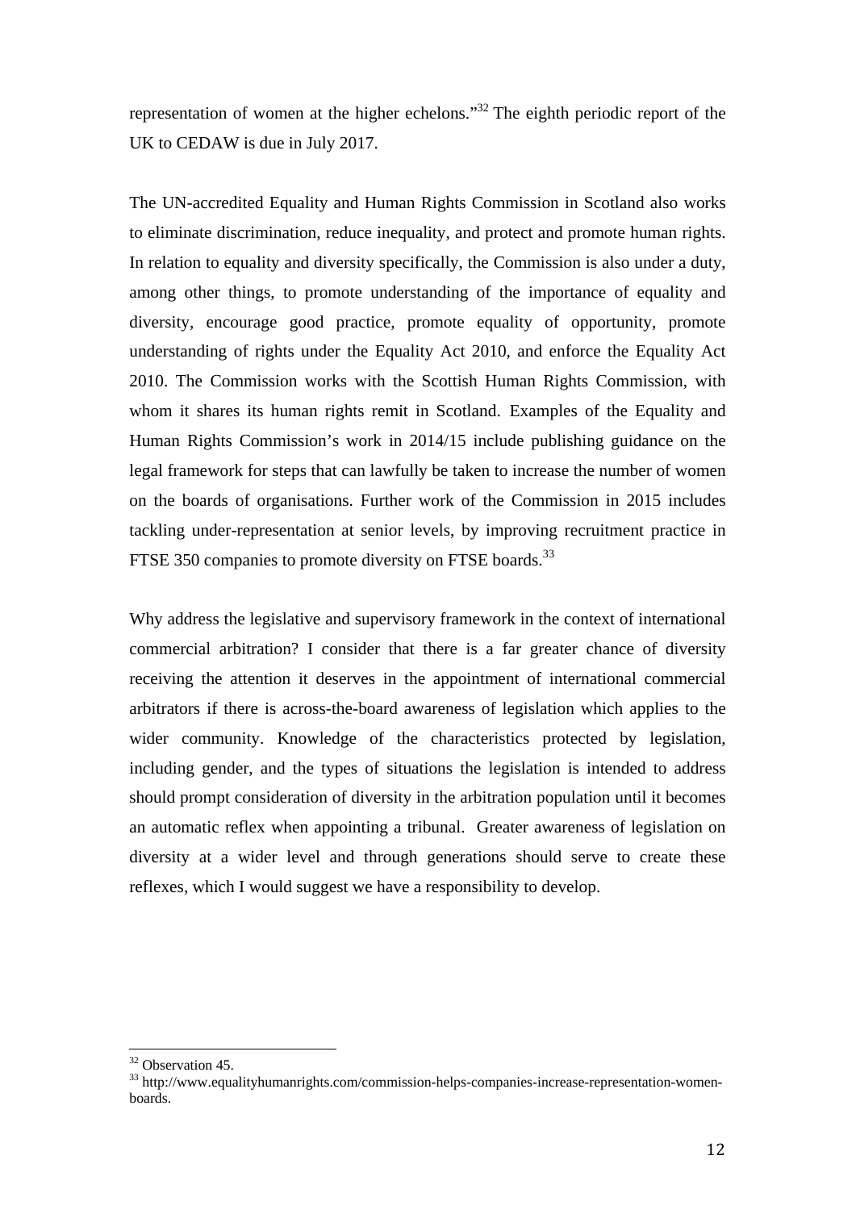representation of women at the higher echelons."[32] The eighth periodic report of the UK to CEDAW is due in July 2017.

The UN-accredited Equality and Human Rights Commission in Scotland also works to eliminate discrimination, reduce inequality, and protect and promote human rights. In relation to equality and diversity specifically, the Commission is also under a duty, among other things, to promote understanding of the importance of equality and diversity, encourage good practice, promote equality of opportunity, promote understanding of rights under the Equality Act 2010, and enforce the Equality Act 2010. The Commission works with the Scottish Human Rights Commission, with whom it shares its human rights remit in Scotland. Examples of the Equality and Human Rights Commission's work in 2014/15 include publishing guidance on the legal framework for steps that can lawfully be taken to increase the number of women on the boards of organisations. Further work of the Commission in 2015 includes tackling under-representation at senior levels, by improving recruitment practice in FTSE 350 companies to promote diversity on FTSE boards.[33]

Why address the legislative and supervisory framework in the context of international commercial arbitration? I consider that there is a far greater chance of diversity receiving the attention it deserves in the appointment of international commercial arbitrators if there is across-the-board awareness of legislation which applies to the wider community. Knowledge of the characteristics protected by legislation, including gender, and the types of situations the legislation is intended to address should prompt consideration of diversity in the arbitration population until it becomes an automatic reflex when appointing a tribunal. Greater awareness of legislation on diversity at a wider level and through generations should serve to create these reflexes, which I would suggest we have a responsibility to develop.

---

[32] Observation 45.

[33] http://www.equalityhumanrights.com/commission-helps-companies-increase-representation-women-boards.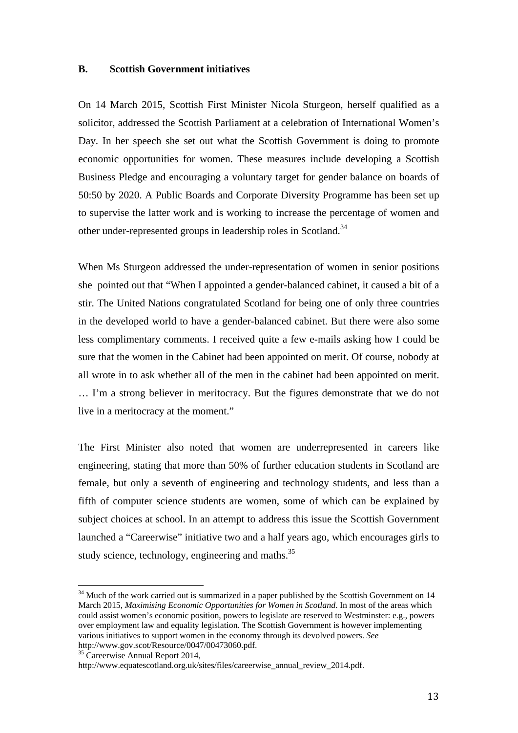### B. Scottish Government initiatives

On 14 March 2015, Scottish First Minister Nicola Sturgeon, herself qualified as a solicitor, addressed the Scottish Parliament at a celebration of International Women's Day. In her speech she set out what the Scottish Government is doing to promote economic opportunities for women. These measures include developing a Scottish Business Pledge and encouraging a voluntary target for gender balance on boards of 50:50 by 2020. A Public Boards and Corporate Diversity Programme has been set up to supervise the latter work and is working to increase the percentage of women and other under-represented groups in leadership roles in Scotland.[34]

When Ms Sturgeon addressed the under-representation of women in senior positions she pointed out that "When I appointed a gender-balanced cabinet, it caused a bit of a stir. The United Nations congratulated Scotland for being one of only three countries in the developed world to have a gender-balanced cabinet. But there were also some less complimentary comments. I received quite a few e-mails asking how I could be sure that the women in the Cabinet had been appointed on merit. Of course, nobody at all wrote in to ask whether all of the men in the cabinet had been appointed on merit. … I'm a strong believer in meritocracy. But the figures demonstrate that we do not live in a meritocracy at the moment."

The First Minister also noted that women are underrepresented in careers like engineering, stating that more than 50% of further education students in Scotland are female, but only a seventh of engineering and technology students, and less than a fifth of computer science students are women, some of which can be explained by subject choices at school. In an attempt to address this issue the Scottish Government launched a "Careerwise" initiative two and a half years ago, which encourages girls to study science, technology, engineering and maths.[35]

---

[34] Much of the work carried out is summarized in a paper published by the Scottish Government on 14 March 2015, *Maximising Economic Opportunities for Women in Scotland*. In most of the areas which could assist women's economic position, powers to legislate are reserved to Westminster: e.g., powers over employment law and equality legislation. The Scottish Government is however implementing various initiatives to support women in the economy through its devolved powers. *See* http://www.gov.scot/Resource/0047/00473060.pdf.

[35] Careerwise Annual Report 2014, http://www.equatescotland.org.uk/sites/files/careerwise_annual_review_2014.pdf.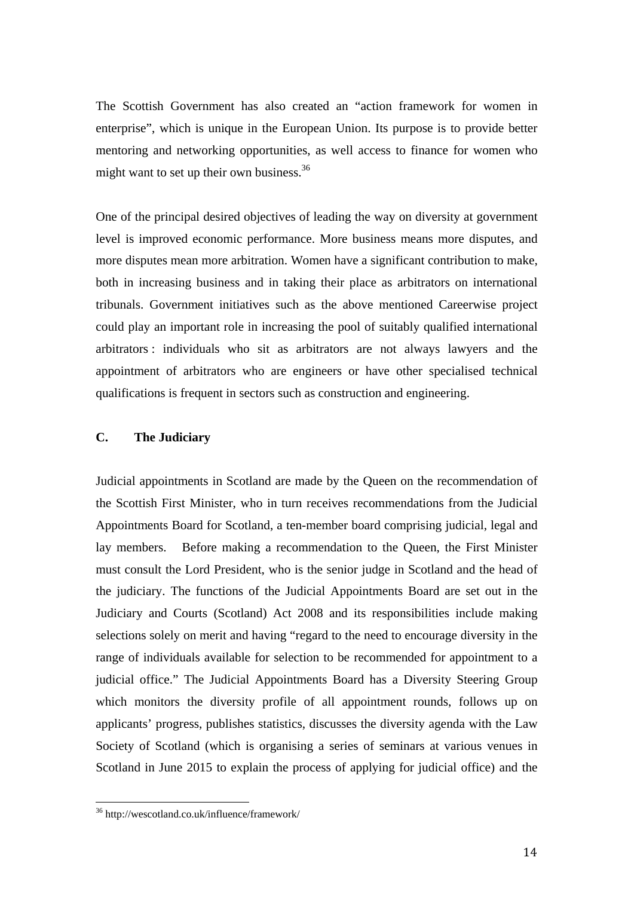The Scottish Government has also created an "action framework for women in enterprise", which is unique in the European Union. Its purpose is to provide better mentoring and networking opportunities, as well access to finance for women who might want to set up their own business.[36]

One of the principal desired objectives of leading the way on diversity at government level is improved economic performance. More business means more disputes, and more disputes mean more arbitration. Women have a significant contribution to make, both in increasing business and in taking their place as arbitrators on international tribunals. Government initiatives such as the above mentioned Careerwise project could play an important role in increasing the pool of suitably qualified international arbitrators : individuals who sit as arbitrators are not always lawyers and the appointment of arbitrators who are engineers or have other specialised technical qualifications is frequent in sectors such as construction and engineering.

### C. The Judiciary

Judicial appointments in Scotland are made by the Queen on the recommendation of the Scottish First Minister, who in turn receives recommendations from the Judicial Appointments Board for Scotland, a ten-member board comprising judicial, legal and lay members. Before making a recommendation to the Queen, the First Minister must consult the Lord President, who is the senior judge in Scotland and the head of the judiciary. The functions of the Judicial Appointments Board are set out in the Judiciary and Courts (Scotland) Act 2008 and its responsibilities include making selections solely on merit and having "regard to the need to encourage diversity in the range of individuals available for selection to be recommended for appointment to a judicial office." The Judicial Appointments Board has a Diversity Steering Group which monitors the diversity profile of all appointment rounds, follows up on applicants' progress, publishes statistics, discusses the diversity agenda with the Law Society of Scotland (which is organising a series of seminars at various venues in Scotland in June 2015 to explain the process of applying for judicial office) and the

[36] http://wescotland.co.uk/influence/framework/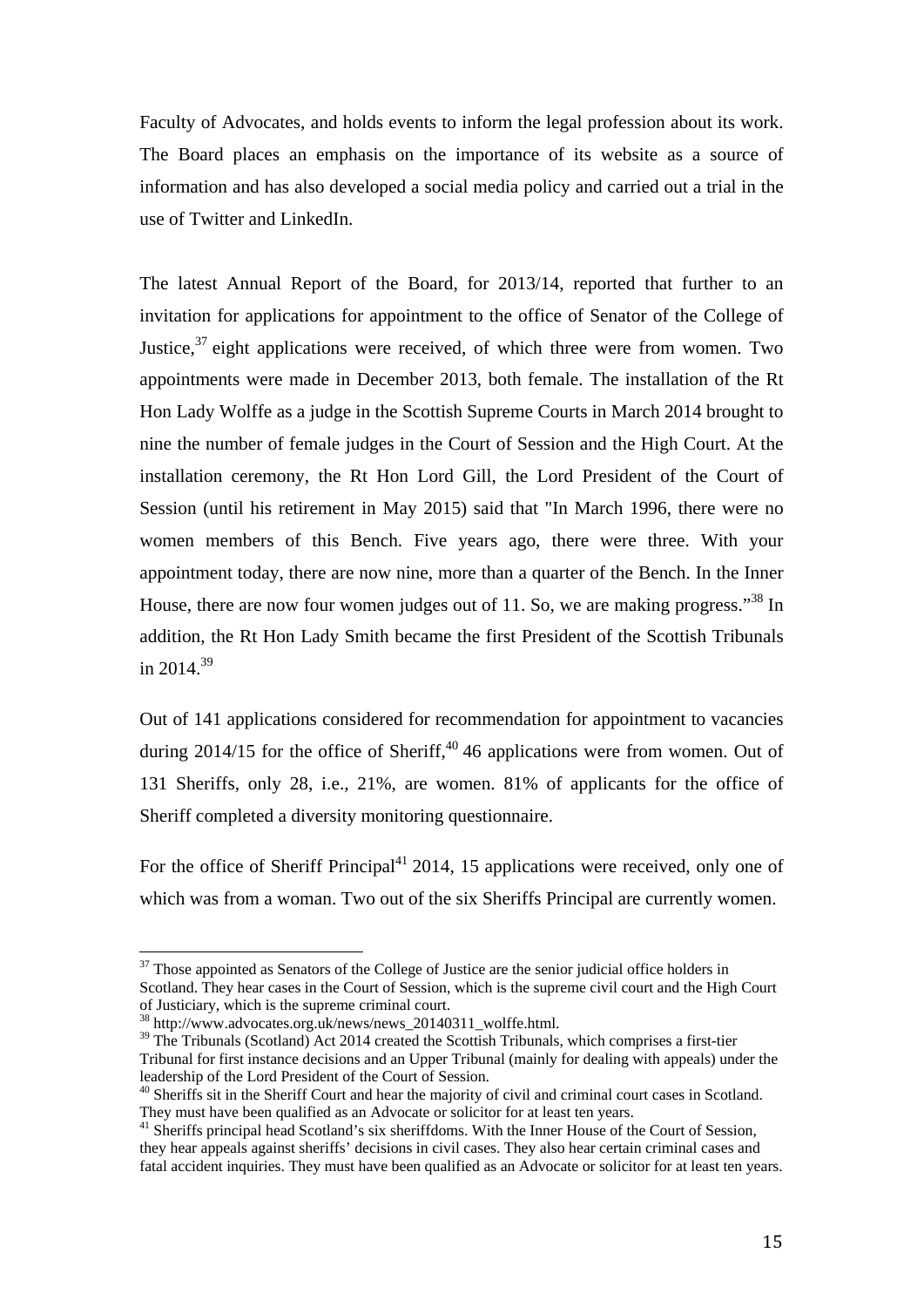Faculty of Advocates, and holds events to inform the legal profession about its work. The Board places an emphasis on the importance of its website as a source of information and has also developed a social media policy and carried out a trial in the use of Twitter and LinkedIn.

The latest Annual Report of the Board, for 2013/14, reported that further to an invitation for applications for appointment to the office of Senator of the College of Justice,[37] eight applications were received, of which three were from women. Two appointments were made in December 2013, both female. The installation of the Rt Hon Lady Wolffe as a judge in the Scottish Supreme Courts in March 2014 brought to nine the number of female judges in the Court of Session and the High Court. At the installation ceremony, the Rt Hon Lord Gill, the Lord President of the Court of Session (until his retirement in May 2015) said that "In March 1996, there were no women members of this Bench. Five years ago, there were three. With your appointment today, there are now nine, more than a quarter of the Bench. In the Inner House, there are now four women judges out of 11. So, we are making progress."[38] In addition, the Rt Hon Lady Smith became the first President of the Scottish Tribunals in 2014.[39]

Out of 141 applications considered for recommendation for appointment to vacancies during 2014/15 for the office of Sheriff,[40] 46 applications were from women. Out of 131 Sheriffs, only 28, i.e., 21%, are women. 81% of applicants for the office of Sheriff completed a diversity monitoring questionnaire.

For the office of Sheriff Principal[41] 2014, 15 applications were received, only one of which was from a woman. Two out of the six Sheriffs Principal are currently women.

---

[37] Those appointed as Senators of the College of Justice are the senior judicial office holders in Scotland. They hear cases in the Court of Session, which is the supreme civil court and the High Court of Justiciary, which is the supreme criminal court.

[38] http://www.advocates.org.uk/news/news_20140311_wolffe.html.

[39] The Tribunals (Scotland) Act 2014 created the Scottish Tribunals, which comprises a first-tier Tribunal for first instance decisions and an Upper Tribunal (mainly for dealing with appeals) under the leadership of the Lord President of the Court of Session.

[40] Sheriffs sit in the Sheriff Court and hear the majority of civil and criminal court cases in Scotland. They must have been qualified as an Advocate or solicitor for at least ten years.

[41] Sheriffs principal head Scotland's six sheriffdoms. With the Inner House of the Court of Session, they hear appeals against sheriffs' decisions in civil cases. They also hear certain criminal cases and fatal accident inquiries. They must have been qualified as an Advocate or solicitor for at least ten years.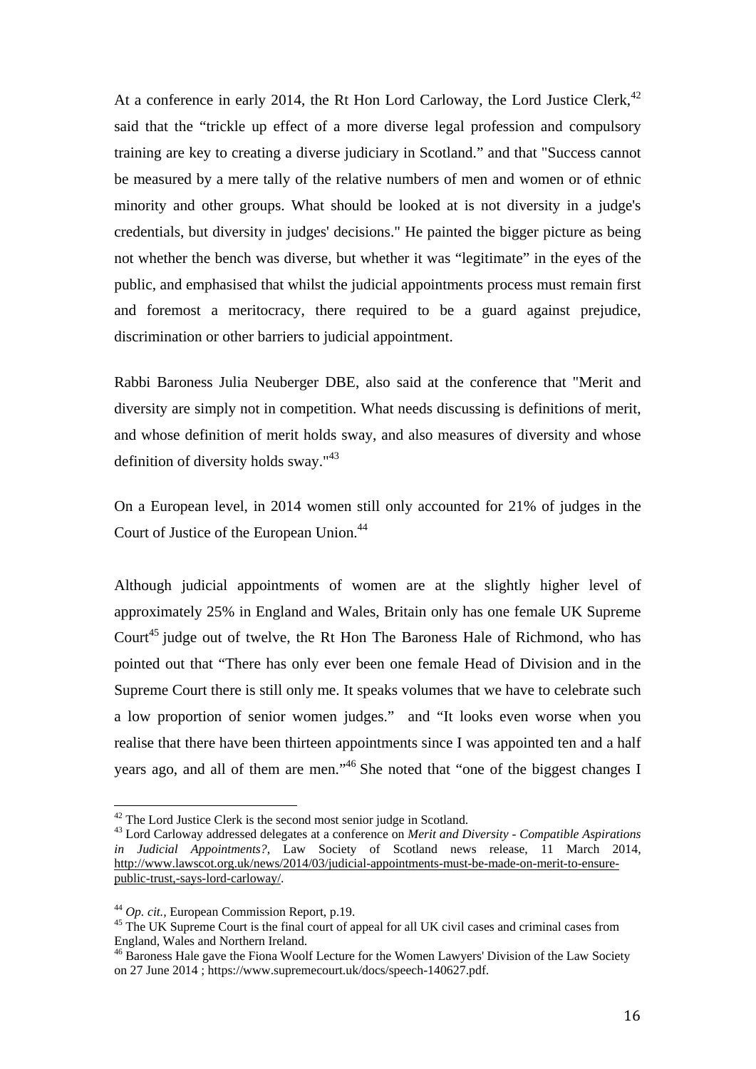At a conference in early 2014, the Rt Hon Lord Carloway, the Lord Justice Clerk,[42] said that the "trickle up effect of a more diverse legal profession and compulsory training are key to creating a diverse judiciary in Scotland." and that "Success cannot be measured by a mere tally of the relative numbers of men and women or of ethnic minority and other groups. What should be looked at is not diversity in a judge's credentials, but diversity in judges' decisions." He painted the bigger picture as being not whether the bench was diverse, but whether it was "legitimate" in the eyes of the public, and emphasised that whilst the judicial appointments process must remain first and foremost a meritocracy, there required to be a guard against prejudice, discrimination or other barriers to judicial appointment.

Rabbi Baroness Julia Neuberger DBE, also said at the conference that "Merit and diversity are simply not in competition. What needs discussing is definitions of merit, and whose definition of merit holds sway, and also measures of diversity and whose definition of diversity holds sway."[43]

On a European level, in 2014 women still only accounted for 21% of judges in the Court of Justice of the European Union.[44]

Although judicial appointments of women are at the slightly higher level of approximately 25% in England and Wales, Britain only has one female UK Supreme Court[45] judge out of twelve, the Rt Hon The Baroness Hale of Richmond, who has pointed out that "There has only ever been one female Head of Division and in the Supreme Court there is still only me. It speaks volumes that we have to celebrate such a low proportion of senior women judges." and "It looks even worse when you realise that there have been thirteen appointments since I was appointed ten and a half years ago, and all of them are men."[46] She noted that "one of the biggest changes I

---

[42] The Lord Justice Clerk is the second most senior judge in Scotland.

[43] Lord Carloway addressed delegates at a conference on *Merit and Diversity - Compatible Aspirations in Judicial Appointments?*, Law Society of Scotland news release, 11 March 2014, http://www.lawscot.org.uk/news/2014/03/judicial-appointments-must-be-made-on-merit-to-ensure-public-trust,-says-lord-carloway/.

[44] *Op. cit.*, European Commission Report, p.19.

[45] The UK Supreme Court is the final court of appeal for all UK civil cases and criminal cases from England, Wales and Northern Ireland.

[46] Baroness Hale gave the Fiona Woolf Lecture for the Women Lawyers' Division of the Law Society on 27 June 2014 ; https://www.supremecourt.uk/docs/speech-140627.pdf.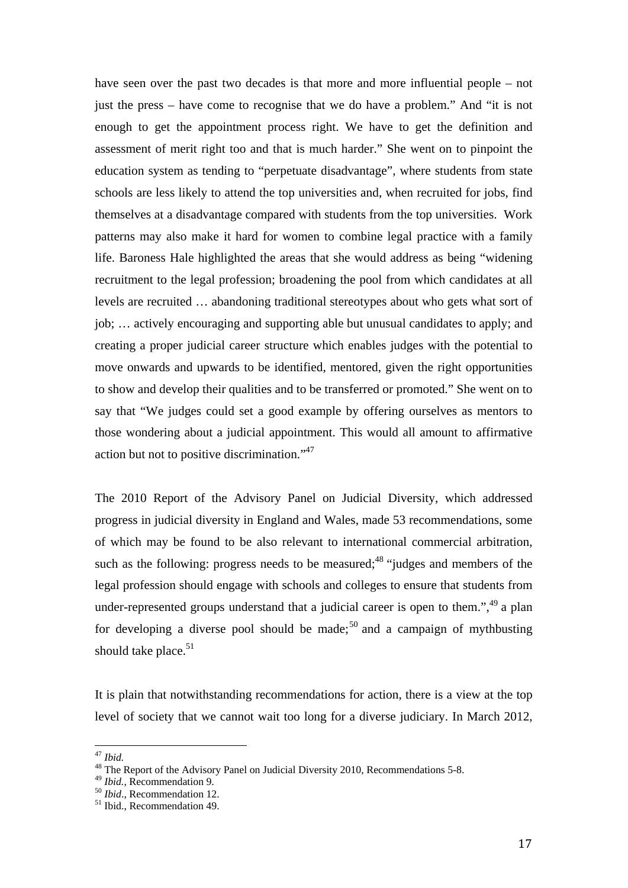have seen over the past two decades is that more and more influential people – not just the press – have come to recognise that we do have a problem." And "it is not enough to get the appointment process right. We have to get the definition and assessment of merit right too and that is much harder." She went on to pinpoint the education system as tending to "perpetuate disadvantage", where students from state schools are less likely to attend the top universities and, when recruited for jobs, find themselves at a disadvantage compared with students from the top universities. Work patterns may also make it hard for women to combine legal practice with a family life. Baroness Hale highlighted the areas that she would address as being "widening recruitment to the legal profession; broadening the pool from which candidates at all levels are recruited … abandoning traditional stereotypes about who gets what sort of job; … actively encouraging and supporting able but unusual candidates to apply; and creating a proper judicial career structure which enables judges with the potential to move onwards and upwards to be identified, mentored, given the right opportunities to show and develop their qualities and to be transferred or promoted." She went on to say that "We judges could set a good example by offering ourselves as mentors to those wondering about a judicial appointment. This would all amount to affirmative action but not to positive discrimination."[47]

The 2010 Report of the Advisory Panel on Judicial Diversity, which addressed progress in judicial diversity in England and Wales, made 53 recommendations, some of which may be found to be also relevant to international commercial arbitration, such as the following: progress needs to be measured;[48] "judges and members of the legal profession should engage with schools and colleges to ensure that students from under-represented groups understand that a judicial career is open to them.",[49] a plan for developing a diverse pool should be made;[50] and a campaign of mythbusting should take place.[51]

It is plain that notwithstanding recommendations for action, there is a view at the top level of society that we cannot wait too long for a diverse judiciary. In March 2012,

---

[47] *Ibid.*

[48] The Report of the Advisory Panel on Judicial Diversity 2010, Recommendations 5-8.

[49] *Ibid.*, Recommendation 9.

[50] *Ibid*., Recommendation 12.

[51] Ibid., Recommendation 49.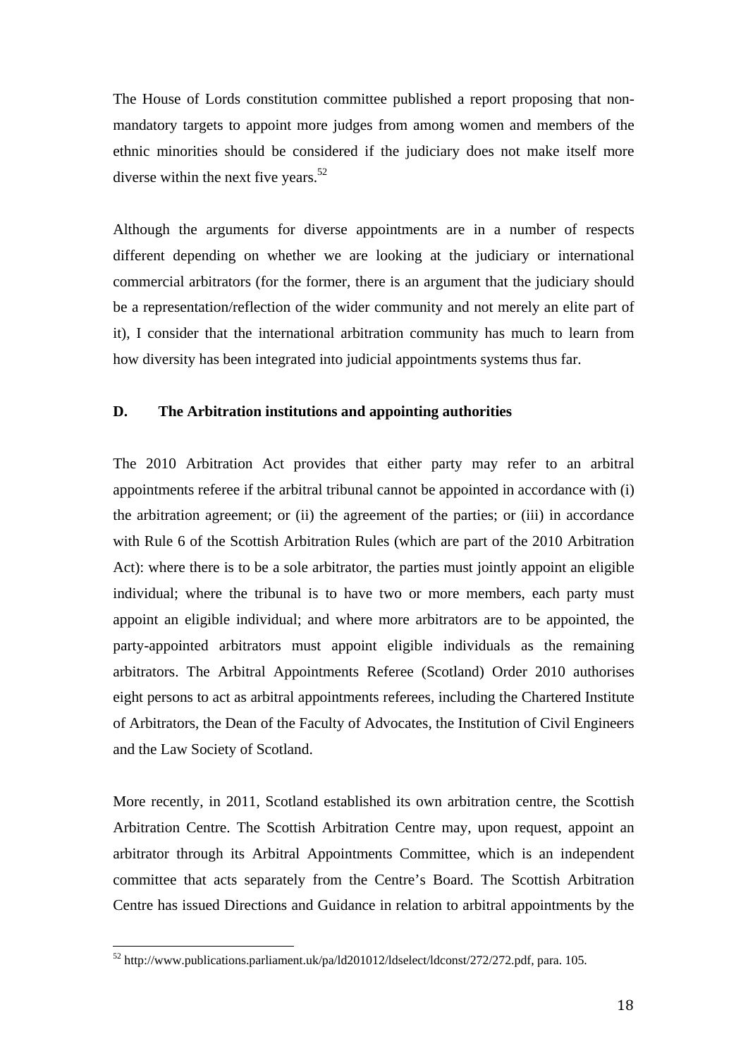The House of Lords constitution committee published a report proposing that non-mandatory targets to appoint more judges from among women and members of the ethnic minorities should be considered if the judiciary does not make itself more diverse within the next five years.[52]

Although the arguments for diverse appointments are in a number of respects different depending on whether we are looking at the judiciary or international commercial arbitrators (for the former, there is an argument that the judiciary should be a representation/reflection of the wider community and not merely an elite part of it), I consider that the international arbitration community has much to learn from how diversity has been integrated into judicial appointments systems thus far.

## D. The Arbitration institutions and appointing authorities

The 2010 Arbitration Act provides that either party may refer to an arbitral appointments referee if the arbitral tribunal cannot be appointed in accordance with (i) the arbitration agreement; or (ii) the agreement of the parties; or (iii) in accordance with Rule 6 of the Scottish Arbitration Rules (which are part of the 2010 Arbitration Act): where there is to be a sole arbitrator, the parties must jointly appoint an eligible individual; where the tribunal is to have two or more members, each party must appoint an eligible individual; and where more arbitrators are to be appointed, the party-appointed arbitrators must appoint eligible individuals as the remaining arbitrators. The Arbitral Appointments Referee (Scotland) Order 2010 authorises eight persons to act as arbitral appointments referees, including the Chartered Institute of Arbitrators, the Dean of the Faculty of Advocates, the Institution of Civil Engineers and the Law Society of Scotland.

More recently, in 2011, Scotland established its own arbitration centre, the Scottish Arbitration Centre. The Scottish Arbitration Centre may, upon request, appoint an arbitrator through its Arbitral Appointments Committee, which is an independent committee that acts separately from the Centre's Board. The Scottish Arbitration Centre has issued Directions and Guidance in relation to arbitral appointments by the

---

[52] http://www.publications.parliament.uk/pa/ld201012/ldselect/ldconst/272/272.pdf, para. 105.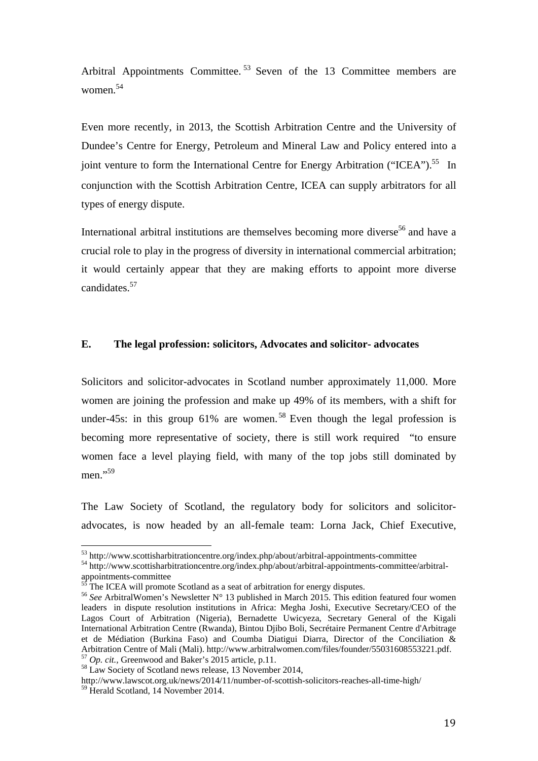Arbitral Appointments Committee.[53] Seven of the 13 Committee members are women.[54]

Even more recently, in 2013, the Scottish Arbitration Centre and the University of Dundee's Centre for Energy, Petroleum and Mineral Law and Policy entered into a joint venture to form the International Centre for Energy Arbitration ("ICEA").[55] In conjunction with the Scottish Arbitration Centre, ICEA can supply arbitrators for all types of energy dispute.

International arbitral institutions are themselves becoming more diverse[56] and have a crucial role to play in the progress of diversity in international commercial arbitration; it would certainly appear that they are making efforts to appoint more diverse candidates.[57]

### E. The legal profession: solicitors, Advocates and solicitor- advocates

Solicitors and solicitor-advocates in Scotland number approximately 11,000. More women are joining the profession and make up 49% of its members, with a shift for under-45s: in this group 61% are women.[58] Even though the legal profession is becoming more representative of society, there is still work required "to ensure women face a level playing field, with many of the top jobs still dominated by men."[59]

The Law Society of Scotland, the regulatory body for solicitors and solicitor-advocates, is now headed by an all-female team: Lorna Jack, Chief Executive,

---

[53] http://www.scottisharbitrationcentre.org/index.php/about/arbitral-appointments-committee

[54] http://www.scottisharbitrationcentre.org/index.php/about/arbitral-appointments-committee/arbitral-appointments-committee

[55] The ICEA will promote Scotland as a seat of arbitration for energy disputes.

[56] *See* ArbitralWomen's Newsletter N° 13 published in March 2015. This edition featured four women leaders in dispute resolution institutions in Africa: Megha Joshi, Executive Secretary/CEO of the Lagos Court of Arbitration (Nigeria), Bernadette Uwicyeza, Secretary General of the Kigali International Arbitration Centre (Rwanda), Bintou Djibo Boli, Secrétaire Permanent Centre d'Arbitrage et de Médiation (Burkina Faso) and Coumba Diatigui Diarra, Director of the Conciliation & Arbitration Centre of Mali (Mali). http://www.arbitralwomen.com/files/founder/55031608553221.pdf.

[57] *Op. cit.*, Greenwood and Baker's 2015 article, p.11.

[58] Law Society of Scotland news release, 13 November 2014, http://www.lawscot.org.uk/news/2014/11/number-of-scottish-solicitors-reaches-all-time-high/

[59] Herald Scotland, 14 November 2014.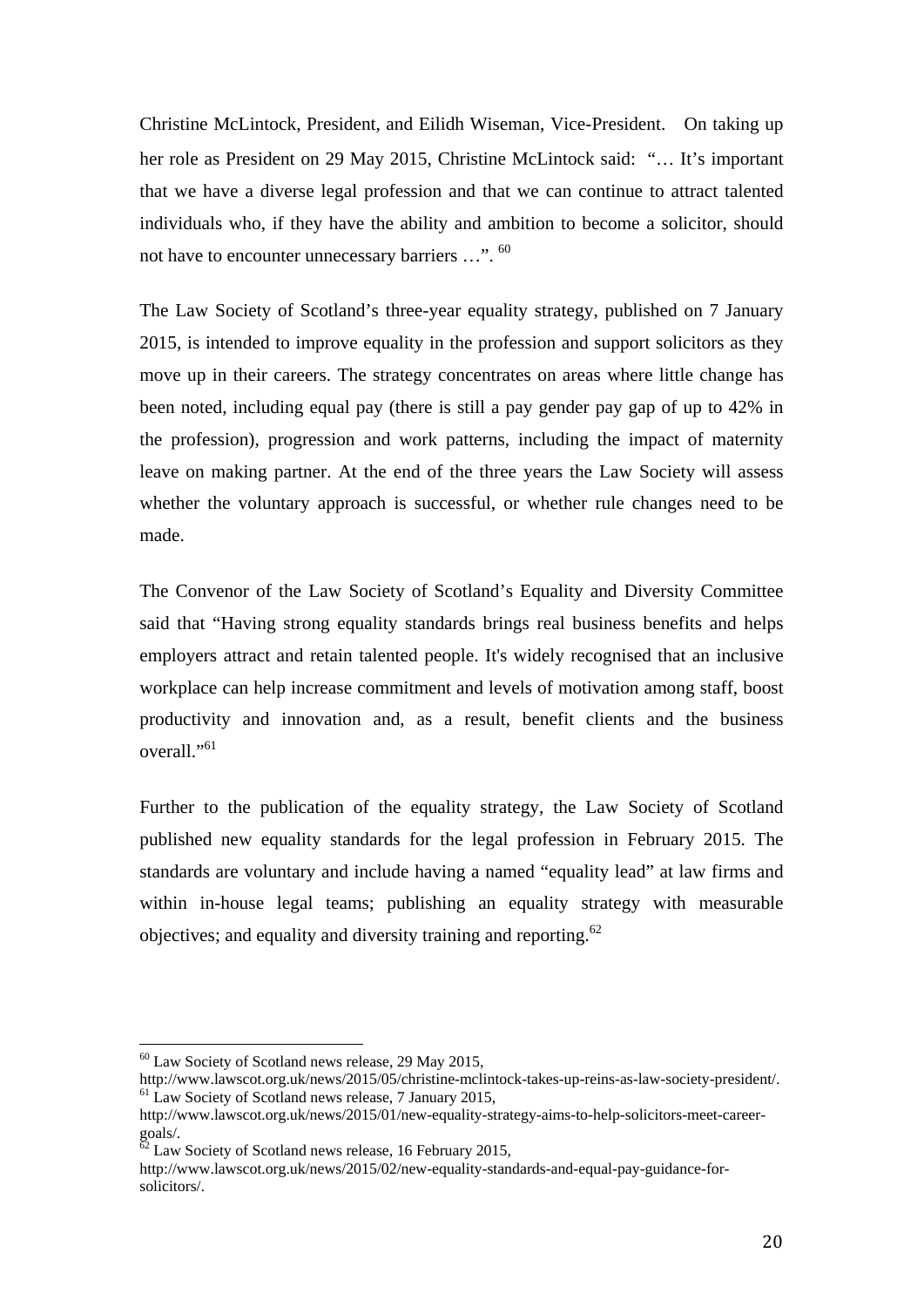Christine McLintock, President, and Eilidh Wiseman, Vice-President. On taking up her role as President on 29 May 2015, Christine McLintock said: "… It's important that we have a diverse legal profession and that we can continue to attract talented individuals who, if they have the ability and ambition to become a solicitor, should not have to encounter unnecessary barriers …".[60]

The Law Society of Scotland's three-year equality strategy, published on 7 January 2015, is intended to improve equality in the profession and support solicitors as they move up in their careers. The strategy concentrates on areas where little change has been noted, including equal pay (there is still a pay gender pay gap of up to 42% in the profession), progression and work patterns, including the impact of maternity leave on making partner. At the end of the three years the Law Society will assess whether the voluntary approach is successful, or whether rule changes need to be made.

The Convenor of the Law Society of Scotland's Equality and Diversity Committee said that "Having strong equality standards brings real business benefits and helps employers attract and retain talented people. It's widely recognised that an inclusive workplace can help increase commitment and levels of motivation among staff, boost productivity and innovation and, as a result, benefit clients and the business overall."[61]

Further to the publication of the equality strategy, the Law Society of Scotland published new equality standards for the legal profession in February 2015. The standards are voluntary and include having a named "equality lead" at law firms and within in-house legal teams; publishing an equality strategy with measurable objectives; and equality and diversity training and reporting.[62]

---

[60] Law Society of Scotland news release, 29 May 2015, http://www.lawscot.org.uk/news/2015/05/christine-mclintock-takes-up-reins-as-law-society-president/.

[61] Law Society of Scotland news release, 7 January 2015, http://www.lawscot.org.uk/news/2015/01/new-equality-strategy-aims-to-help-solicitors-meet-career-goals/.

[62] Law Society of Scotland news release, 16 February 2015, http://www.lawscot.org.uk/news/2015/02/new-equality-standards-and-equal-pay-guidance-for-solicitors/.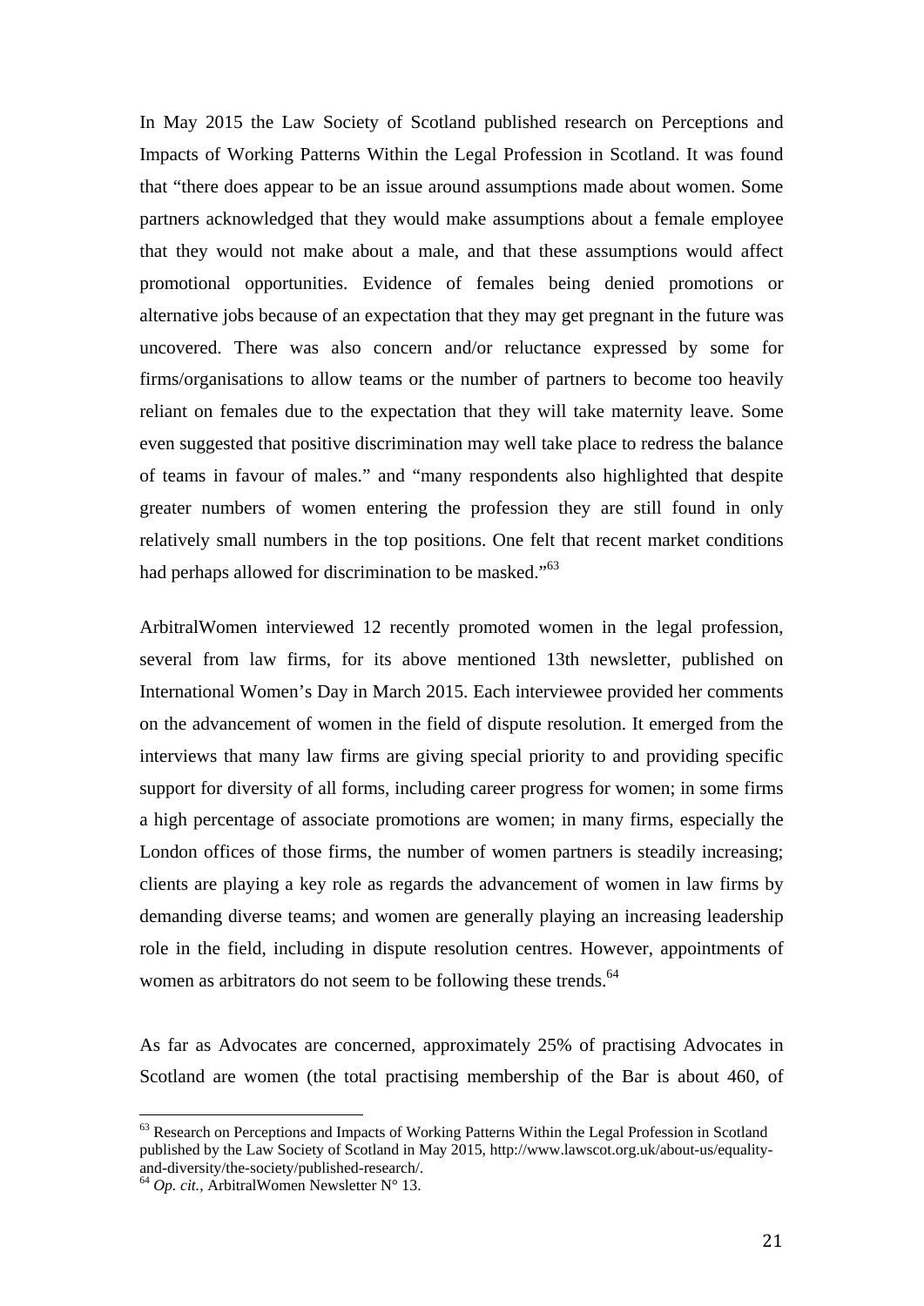In May 2015 the Law Society of Scotland published research on Perceptions and Impacts of Working Patterns Within the Legal Profession in Scotland. It was found that "there does appear to be an issue around assumptions made about women. Some partners acknowledged that they would make assumptions about a female employee that they would not make about a male, and that these assumptions would affect promotional opportunities. Evidence of females being denied promotions or alternative jobs because of an expectation that they may get pregnant in the future was uncovered. There was also concern and/or reluctance expressed by some for firms/organisations to allow teams or the number of partners to become too heavily reliant on females due to the expectation that they will take maternity leave. Some even suggested that positive discrimination may well take place to redress the balance of teams in favour of males." and "many respondents also highlighted that despite greater numbers of women entering the profession they are still found in only relatively small numbers in the top positions. One felt that recent market conditions had perhaps allowed for discrimination to be masked."[63]

ArbitralWomen interviewed 12 recently promoted women in the legal profession, several from law firms, for its above mentioned 13th newsletter, published on International Women's Day in March 2015. Each interviewee provided her comments on the advancement of women in the field of dispute resolution. It emerged from the interviews that many law firms are giving special priority to and providing specific support for diversity of all forms, including career progress for women; in some firms a high percentage of associate promotions are women; in many firms, especially the London offices of those firms, the number of women partners is steadily increasing; clients are playing a key role as regards the advancement of women in law firms by demanding diverse teams; and women are generally playing an increasing leadership role in the field, including in dispute resolution centres. However, appointments of women as arbitrators do not seem to be following these trends.[64]

As far as Advocates are concerned, approximately 25% of practising Advocates in Scotland are women (the total practising membership of the Bar is about 460, of

---

[63] Research on Perceptions and Impacts of Working Patterns Within the Legal Profession in Scotland published by the Law Society of Scotland in May 2015, http://www.lawscot.org.uk/about-us/equality-and-diversity/the-society/published-research/.

[64] *Op. cit.*, ArbitralWomen Newsletter N° 13.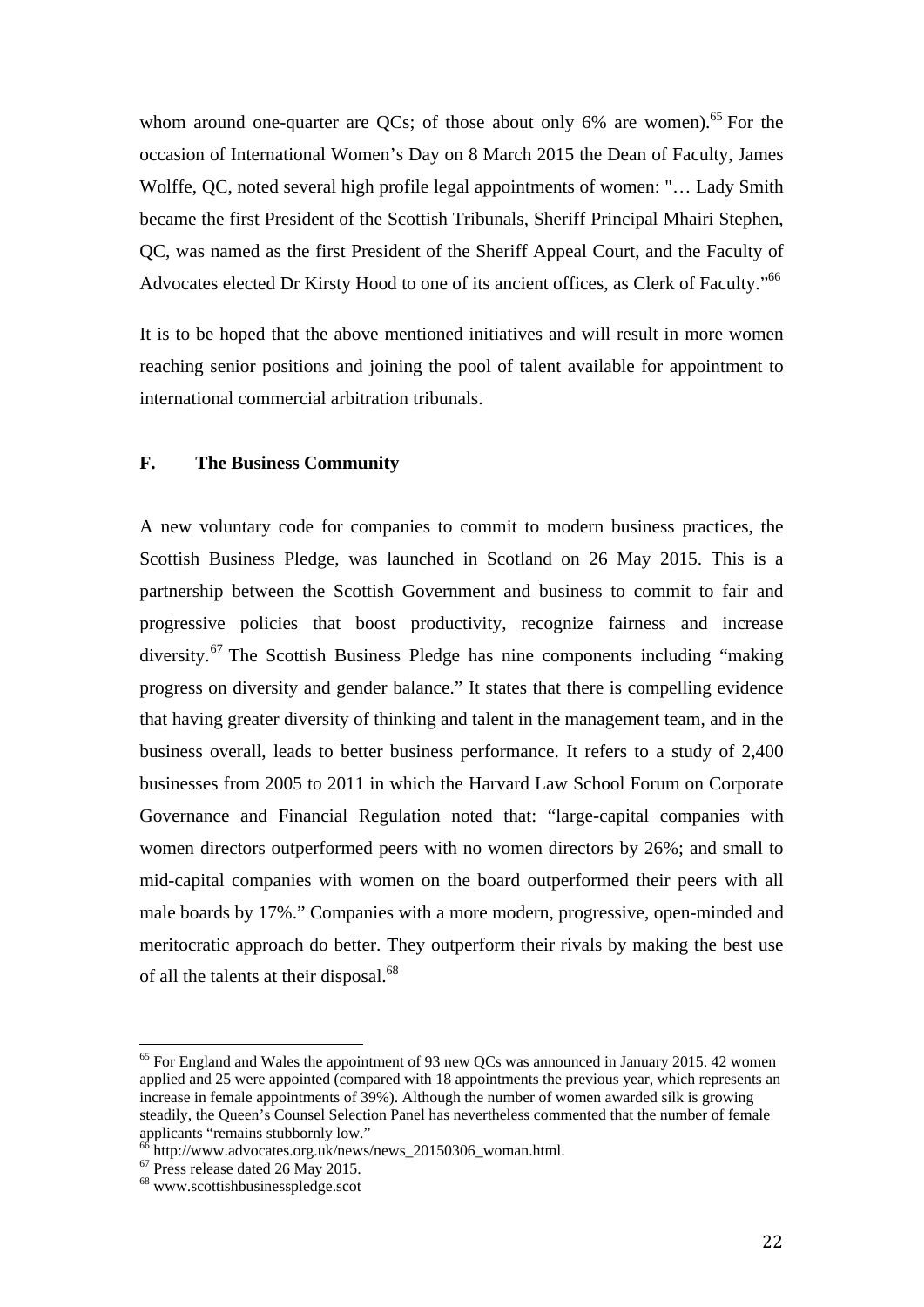whom around one-quarter are QCs; of those about only 6% are women).[65] For the occasion of International Women's Day on 8 March 2015 the Dean of Faculty, James Wolffe, QC, noted several high profile legal appointments of women: "… Lady Smith became the first President of the Scottish Tribunals, Sheriff Principal Mhairi Stephen, QC, was named as the first President of the Sheriff Appeal Court, and the Faculty of Advocates elected Dr Kirsty Hood to one of its ancient offices, as Clerk of Faculty."[66]

It is to be hoped that the above mentioned initiatives and will result in more women reaching senior positions and joining the pool of talent available for appointment to international commercial arbitration tribunals.

## F. The Business Community

A new voluntary code for companies to commit to modern business practices, the Scottish Business Pledge, was launched in Scotland on 26 May 2015. This is a partnership between the Scottish Government and business to commit to fair and progressive policies that boost productivity, recognize fairness and increase diversity.[67] The Scottish Business Pledge has nine components including "making progress on diversity and gender balance." It states that there is compelling evidence that having greater diversity of thinking and talent in the management team, and in the business overall, leads to better business performance. It refers to a study of 2,400 businesses from 2005 to 2011 in which the Harvard Law School Forum on Corporate Governance and Financial Regulation noted that: "large-capital companies with women directors outperformed peers with no women directors by 26%; and small to mid-capital companies with women on the board outperformed their peers with all male boards by 17%." Companies with a more modern, progressive, open-minded and meritocratic approach do better. They outperform their rivals by making the best use of all the talents at their disposal.[68]

---

[65] For England and Wales the appointment of 93 new QCs was announced in January 2015. 42 women applied and 25 were appointed (compared with 18 appointments the previous year, which represents an increase in female appointments of 39%). Although the number of women awarded silk is growing steadily, the Queen's Counsel Selection Panel has nevertheless commented that the number of female applicants "remains stubbornly low."

[66] http://www.advocates.org.uk/news/news_20150306_woman.html.

[67] Press release dated 26 May 2015.

[68] www.scottishbusinesspledge.scot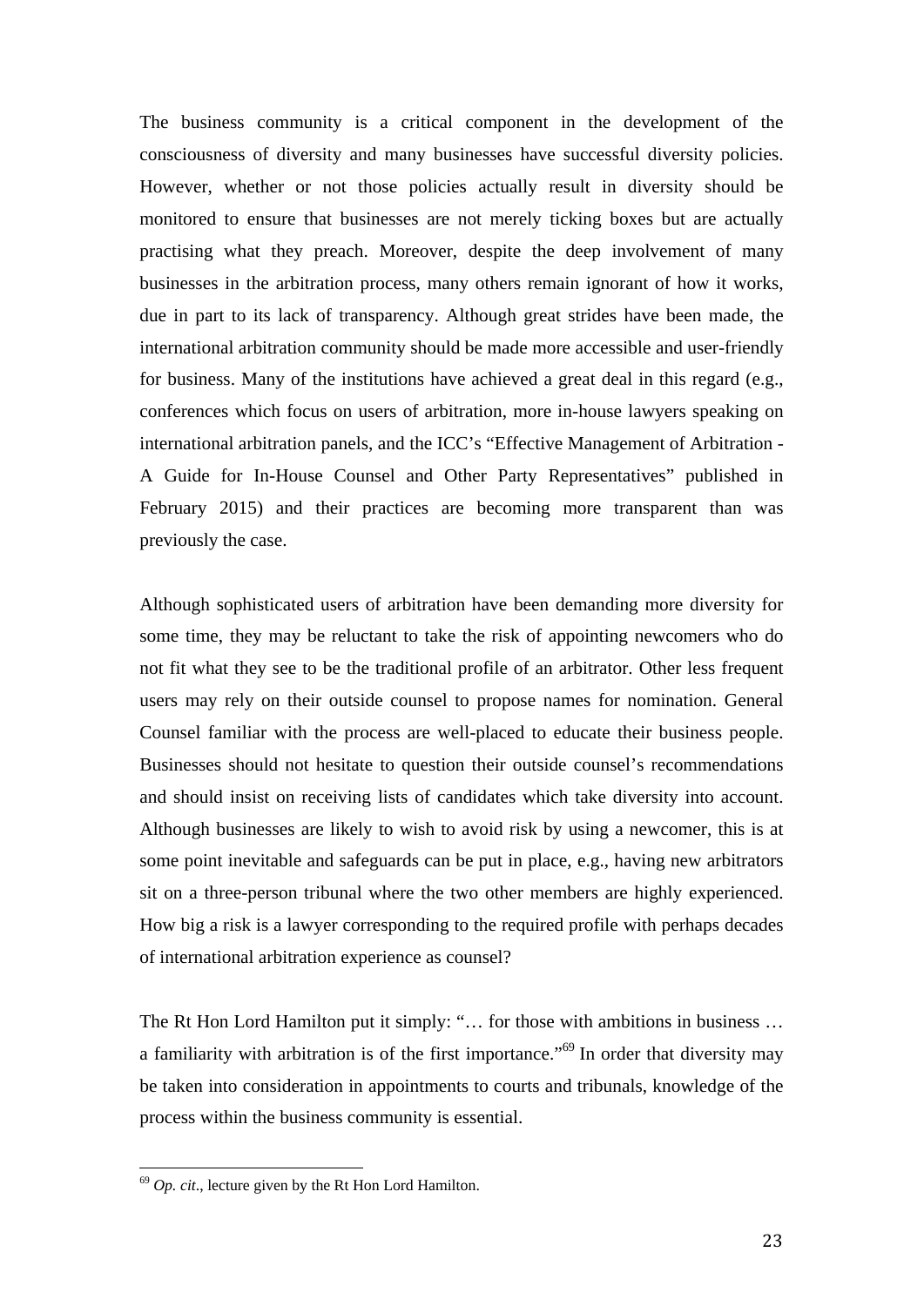The business community is a critical component in the development of the consciousness of diversity and many businesses have successful diversity policies. However, whether or not those policies actually result in diversity should be monitored to ensure that businesses are not merely ticking boxes but are actually practising what they preach. Moreover, despite the deep involvement of many businesses in the arbitration process, many others remain ignorant of how it works, due in part to its lack of transparency. Although great strides have been made, the international arbitration community should be made more accessible and user-friendly for business. Many of the institutions have achieved a great deal in this regard (e.g., conferences which focus on users of arbitration, more in-house lawyers speaking on international arbitration panels, and the ICC's "Effective Management of Arbitration - A Guide for In-House Counsel and Other Party Representatives" published in February 2015) and their practices are becoming more transparent than was previously the case.

Although sophisticated users of arbitration have been demanding more diversity for some time, they may be reluctant to take the risk of appointing newcomers who do not fit what they see to be the traditional profile of an arbitrator. Other less frequent users may rely on their outside counsel to propose names for nomination. General Counsel familiar with the process are well-placed to educate their business people. Businesses should not hesitate to question their outside counsel's recommendations and should insist on receiving lists of candidates which take diversity into account. Although businesses are likely to wish to avoid risk by using a newcomer, this is at some point inevitable and safeguards can be put in place, e.g., having new arbitrators sit on a three-person tribunal where the two other members are highly experienced. How big a risk is a lawyer corresponding to the required profile with perhaps decades of international arbitration experience as counsel?

The Rt Hon Lord Hamilton put it simply: "… for those with ambitions in business … a familiarity with arbitration is of the first importance."[69] In order that diversity may be taken into consideration in appointments to courts and tribunals, knowledge of the process within the business community is essential.

[69] *Op. cit.*, lecture given by the Rt Hon Lord Hamilton.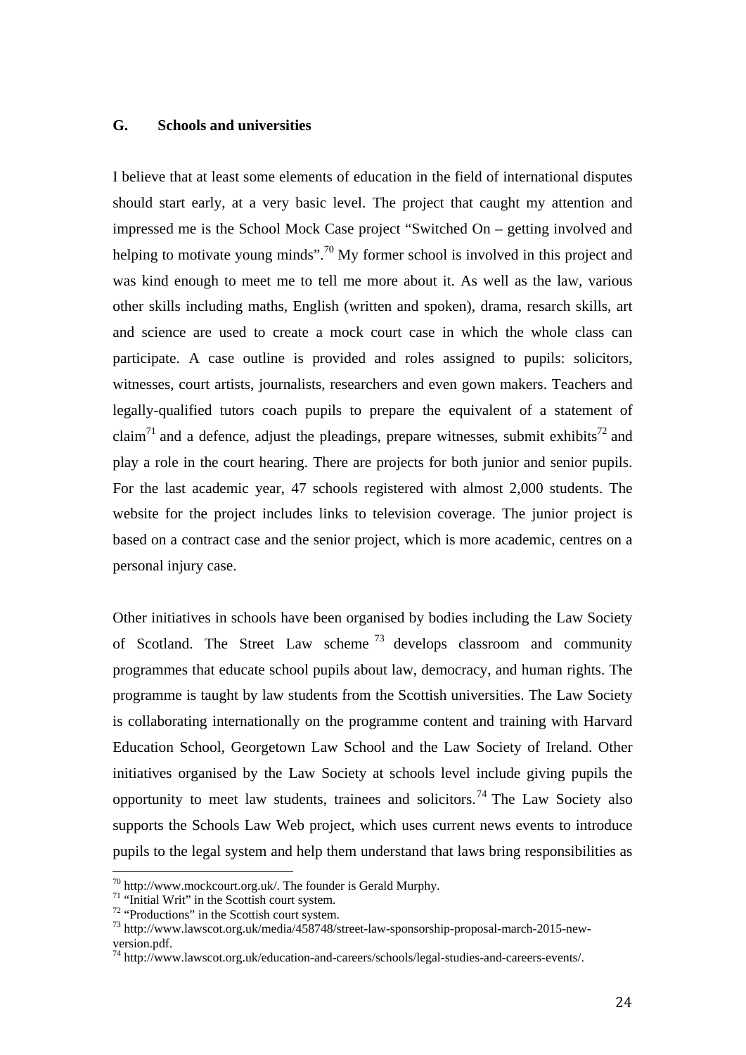## G. Schools and universities

I believe that at least some elements of education in the field of international disputes should start early, at a very basic level. The project that caught my attention and impressed me is the School Mock Case project "Switched On – getting involved and helping to motivate young minds".[70] My former school is involved in this project and was kind enough to meet me to tell me more about it. As well as the law, various other skills including maths, English (written and spoken), drama, resarch skills, art and science are used to create a mock court case in which the whole class can participate. A case outline is provided and roles assigned to pupils: solicitors, witnesses, court artists, journalists, researchers and even gown makers. Teachers and legally-qualified tutors coach pupils to prepare the equivalent of a statement of claim[71] and a defence, adjust the pleadings, prepare witnesses, submit exhibits[72] and play a role in the court hearing. There are projects for both junior and senior pupils. For the last academic year, 47 schools registered with almost 2,000 students. The website for the project includes links to television coverage. The junior project is based on a contract case and the senior project, which is more academic, centres on a personal injury case.

Other initiatives in schools have been organised by bodies including the Law Society of Scotland. The Street Law scheme[73] develops classroom and community programmes that educate school pupils about law, democracy, and human rights. The programme is taught by law students from the Scottish universities. The Law Society is collaborating internationally on the programme content and training with Harvard Education School, Georgetown Law School and the Law Society of Ireland. Other initiatives organised by the Law Society at schools level include giving pupils the opportunity to meet law students, trainees and solicitors.[74] The Law Society also supports the Schools Law Web project, which uses current news events to introduce pupils to the legal system and help them understand that laws bring responsibilities as

---

[70] http://www.mockcourt.org.uk/. The founder is Gerald Murphy.
[71] "Initial Writ" in the Scottish court system.
[72] "Productions" in the Scottish court system.
[73] http://www.lawscot.org.uk/media/458748/street-law-sponsorship-proposal-march-2015-new-version.pdf.
[74] http://www.lawscot.org.uk/education-and-careers/schools/legal-studies-and-careers-events/.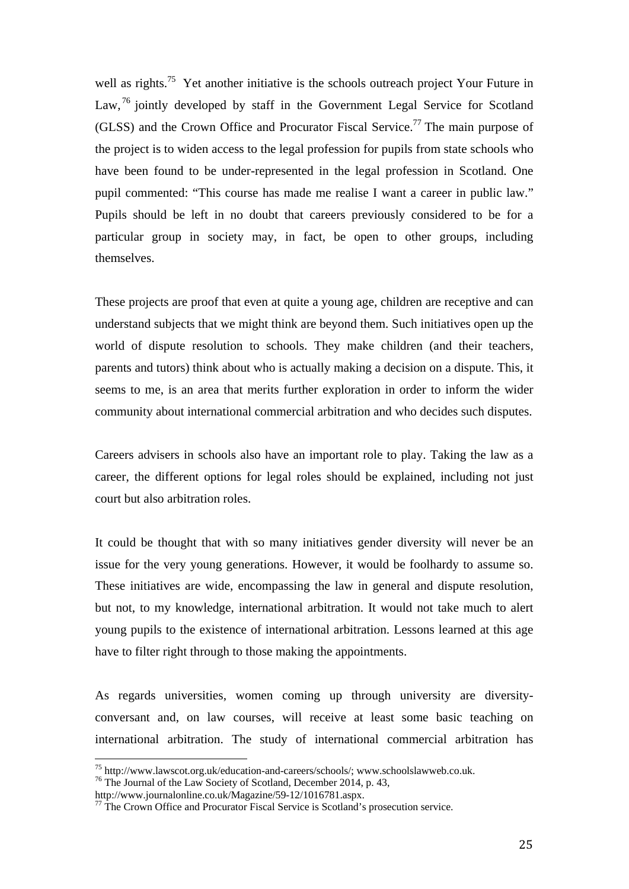well as rights.[75] Yet another initiative is the schools outreach project Your Future in Law,[76] jointly developed by staff in the Government Legal Service for Scotland (GLSS) and the Crown Office and Procurator Fiscal Service.[77] The main purpose of the project is to widen access to the legal profession for pupils from state schools who have been found to be under-represented in the legal profession in Scotland. One pupil commented: "This course has made me realise I want a career in public law." Pupils should be left in no doubt that careers previously considered to be for a particular group in society may, in fact, be open to other groups, including themselves.

These projects are proof that even at quite a young age, children are receptive and can understand subjects that we might think are beyond them. Such initiatives open up the world of dispute resolution to schools. They make children (and their teachers, parents and tutors) think about who is actually making a decision on a dispute. This, it seems to me, is an area that merits further exploration in order to inform the wider community about international commercial arbitration and who decides such disputes.

Careers advisers in schools also have an important role to play. Taking the law as a career, the different options for legal roles should be explained, including not just court but also arbitration roles.

It could be thought that with so many initiatives gender diversity will never be an issue for the very young generations. However, it would be foolhardy to assume so. These initiatives are wide, encompassing the law in general and dispute resolution, but not, to my knowledge, international arbitration. It would not take much to alert young pupils to the existence of international arbitration. Lessons learned at this age have to filter right through to those making the appointments.

As regards universities, women coming up through university are diversity-conversant and, on law courses, will receive at least some basic teaching on international arbitration. The study of international commercial arbitration has

---

[75] http://www.lawscot.org.uk/education-and-careers/schools/; www.schoolslawweb.co.uk.

[76] The Journal of the Law Society of Scotland, December 2014, p. 43, http://www.journalonline.co.uk/Magazine/59-12/1016781.aspx.

[77] The Crown Office and Procurator Fiscal Service is Scotland's prosecution service.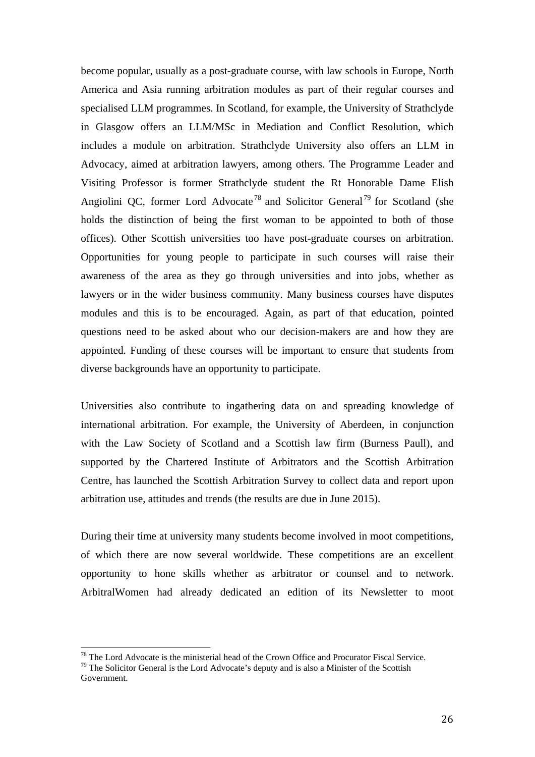become popular, usually as a post-graduate course, with law schools in Europe, North America and Asia running arbitration modules as part of their regular courses and specialised LLM programmes. In Scotland, for example, the University of Strathclyde in Glasgow offers an LLM/MSc in Mediation and Conflict Resolution, which includes a module on arbitration. Strathclyde University also offers an LLM in Advocacy, aimed at arbitration lawyers, among others. The Programme Leader and Visiting Professor is former Strathclyde student the Rt Honorable Dame Elish Angiolini QC, former Lord Advocate[78] and Solicitor General[79] for Scotland (she holds the distinction of being the first woman to be appointed to both of those offices). Other Scottish universities too have post-graduate courses on arbitration. Opportunities for young people to participate in such courses will raise their awareness of the area as they go through universities and into jobs, whether as lawyers or in the wider business community. Many business courses have disputes modules and this is to be encouraged. Again, as part of that education, pointed questions need to be asked about who our decision-makers are and how they are appointed. Funding of these courses will be important to ensure that students from diverse backgrounds have an opportunity to participate.

Universities also contribute to ingathering data on and spreading knowledge of international arbitration. For example, the University of Aberdeen, in conjunction with the Law Society of Scotland and a Scottish law firm (Burness Paull), and supported by the Chartered Institute of Arbitrators and the Scottish Arbitration Centre, has launched the Scottish Arbitration Survey to collect data and report upon arbitration use, attitudes and trends (the results are due in June 2015).

During their time at university many students become involved in moot competitions, of which there are now several worldwide. These competitions are an excellent opportunity to hone skills whether as arbitrator or counsel and to network. ArbitralWomen had already dedicated an edition of its Newsletter to moot

[78] The Lord Advocate is the ministerial head of the Crown Office and Procurator Fiscal Service.

[79] The Solicitor General is the Lord Advocate's deputy and is also a Minister of the Scottish Government.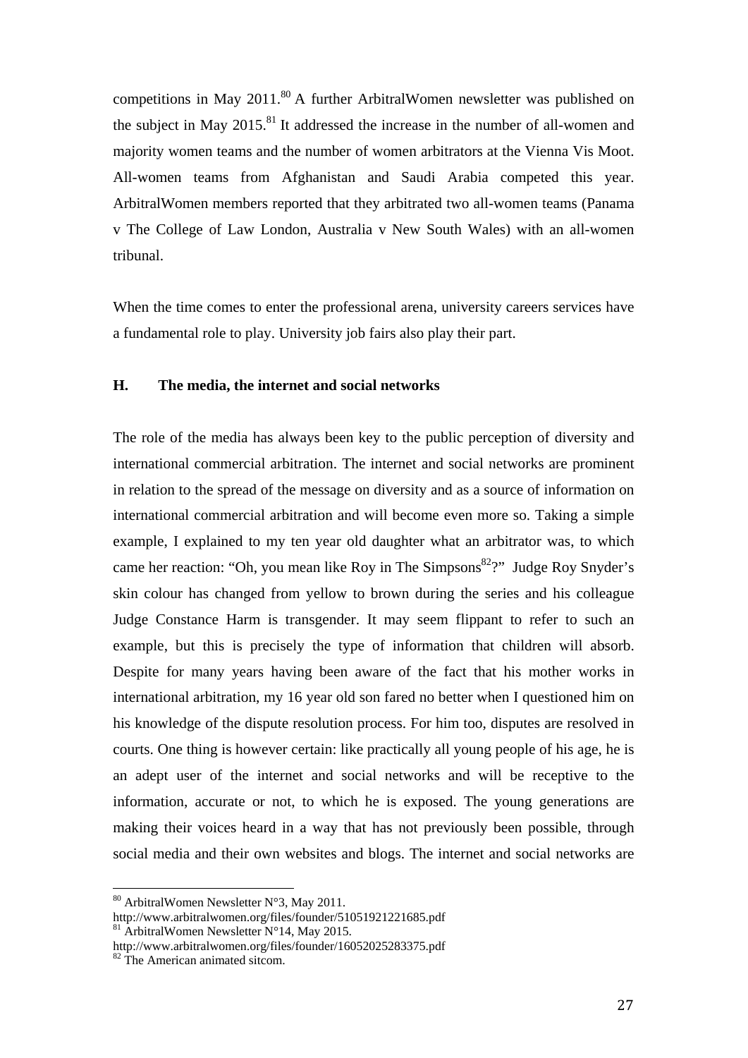competitions in May 2011.[80] A further ArbitralWomen newsletter was published on the subject in May 2015.[81] It addressed the increase in the number of all-women and majority women teams and the number of women arbitrators at the Vienna Vis Moot. All-women teams from Afghanistan and Saudi Arabia competed this year. ArbitralWomen members reported that they arbitrated two all-women teams (Panama v The College of Law London, Australia v New South Wales) with an all-women tribunal.

When the time comes to enter the professional arena, university careers services have a fundamental role to play. University job fairs also play their part.

### H. The media, the internet and social networks

The role of the media has always been key to the public perception of diversity and international commercial arbitration. The internet and social networks are prominent in relation to the spread of the message on diversity and as a source of information on international commercial arbitration and will become even more so. Taking a simple example, I explained to my ten year old daughter what an arbitrator was, to which came her reaction: "Oh, you mean like Roy in The Simpsons[82]?" Judge Roy Snyder's skin colour has changed from yellow to brown during the series and his colleague Judge Constance Harm is transgender. It may seem flippant to refer to such an example, but this is precisely the type of information that children will absorb. Despite for many years having been aware of the fact that his mother works in international arbitration, my 16 year old son fared no better when I questioned him on his knowledge of the dispute resolution process. For him too, disputes are resolved in courts. One thing is however certain: like practically all young people of his age, he is an adept user of the internet and social networks and will be receptive to the information, accurate or not, to which he is exposed. The young generations are making their voices heard in a way that has not previously been possible, through social media and their own websites and blogs. The internet and social networks are

---

[80] ArbitralWomen Newsletter N°3, May 2011. http://www.arbitralwomen.org/files/founder/51051921221685.pdf

[81] ArbitralWomen Newsletter N°14, May 2015. http://www.arbitralwomen.org/files/founder/16052025283375.pdf

[82] The American animated sitcom.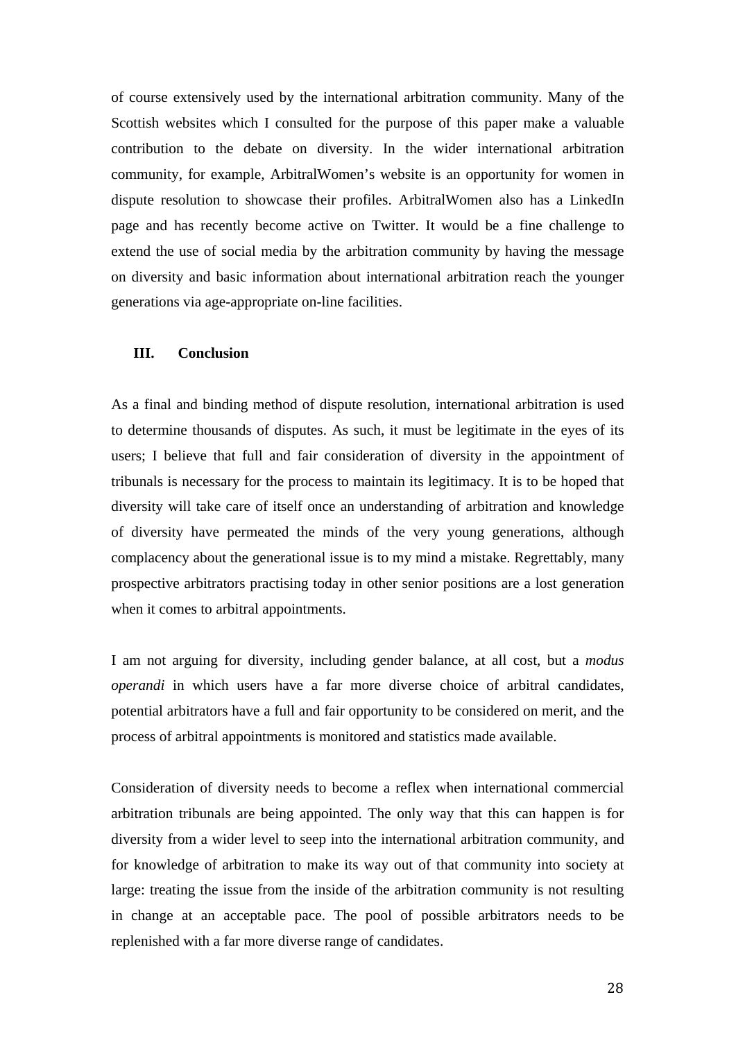of course extensively used by the international arbitration community. Many of the Scottish websites which I consulted for the purpose of this paper make a valuable contribution to the debate on diversity. In the wider international arbitration community, for example, ArbitralWomen's website is an opportunity for women in dispute resolution to showcase their profiles. ArbitralWomen also has a LinkedIn page and has recently become active on Twitter. It would be a fine challenge to extend the use of social media by the arbitration community by having the message on diversity and basic information about international arbitration reach the younger generations via age-appropriate on-line facilities.

## III. Conclusion

As a final and binding method of dispute resolution, international arbitration is used to determine thousands of disputes. As such, it must be legitimate in the eyes of its users; I believe that full and fair consideration of diversity in the appointment of tribunals is necessary for the process to maintain its legitimacy. It is to be hoped that diversity will take care of itself once an understanding of arbitration and knowledge of diversity have permeated the minds of the very young generations, although complacency about the generational issue is to my mind a mistake. Regrettably, many prospective arbitrators practising today in other senior positions are a lost generation when it comes to arbitral appointments.

I am not arguing for diversity, including gender balance, at all cost, but a *modus operandi* in which users have a far more diverse choice of arbitral candidates, potential arbitrators have a full and fair opportunity to be considered on merit, and the process of arbitral appointments is monitored and statistics made available.

Consideration of diversity needs to become a reflex when international commercial arbitration tribunals are being appointed. The only way that this can happen is for diversity from a wider level to seep into the international arbitration community, and for knowledge of arbitration to make its way out of that community into society at large: treating the issue from the inside of the arbitration community is not resulting in change at an acceptable pace. The pool of possible arbitrators needs to be replenished with a far more diverse range of candidates.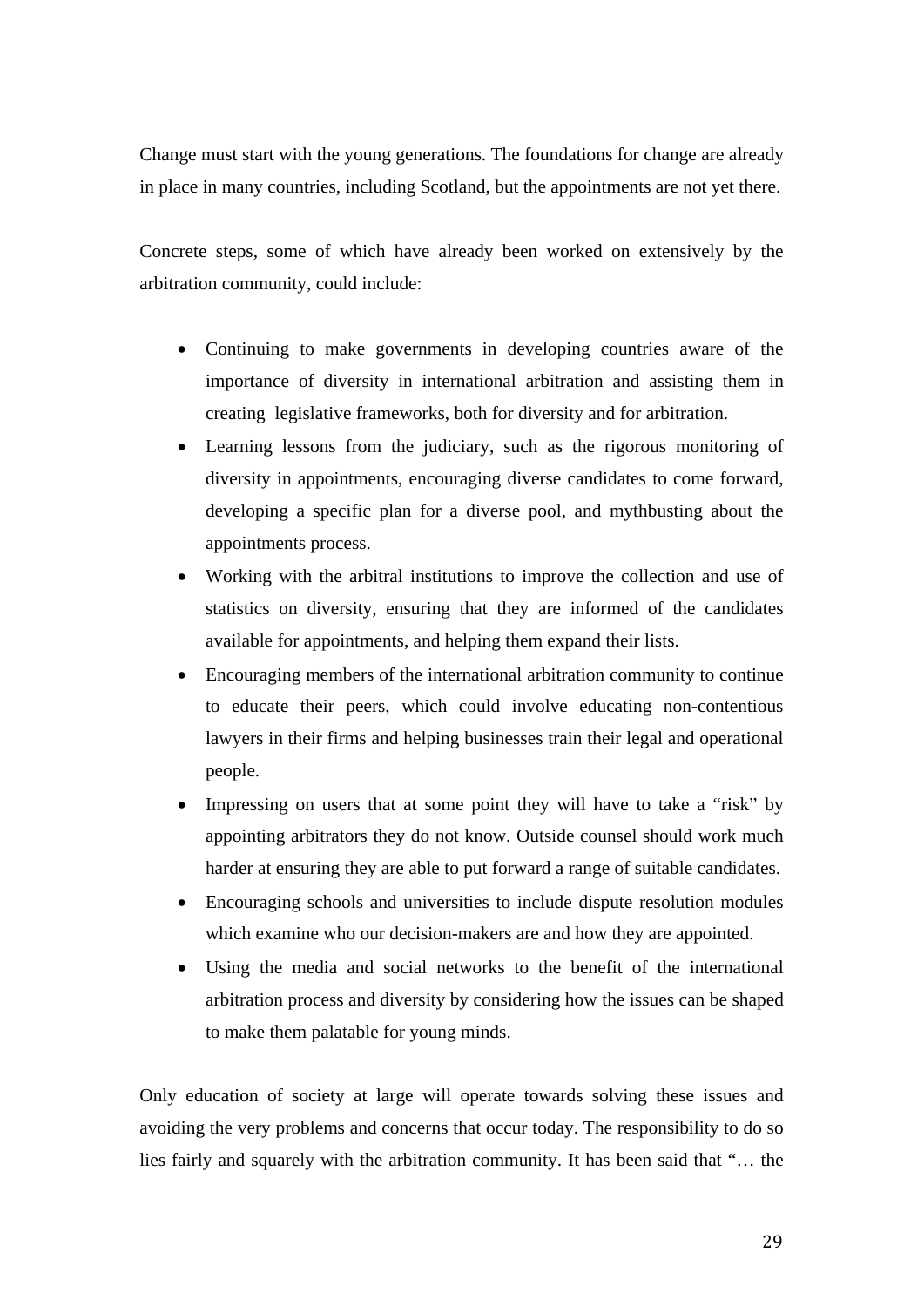Change must start with the young generations. The foundations for change are already in place in many countries, including Scotland, but the appointments are not yet there.

Concrete steps, some of which have already been worked on extensively by the arbitration community, could include:

- Continuing to make governments in developing countries aware of the importance of diversity in international arbitration and assisting them in creating legislative frameworks, both for diversity and for arbitration.
- Learning lessons from the judiciary, such as the rigorous monitoring of diversity in appointments, encouraging diverse candidates to come forward, developing a specific plan for a diverse pool, and mythbusting about the appointments process.
- Working with the arbitral institutions to improve the collection and use of statistics on diversity, ensuring that they are informed of the candidates available for appointments, and helping them expand their lists.
- Encouraging members of the international arbitration community to continue to educate their peers, which could involve educating non-contentious lawyers in their firms and helping businesses train their legal and operational people.
- Impressing on users that at some point they will have to take a "risk" by appointing arbitrators they do not know. Outside counsel should work much harder at ensuring they are able to put forward a range of suitable candidates.
- Encouraging schools and universities to include dispute resolution modules which examine who our decision-makers are and how they are appointed.
- Using the media and social networks to the benefit of the international arbitration process and diversity by considering how the issues can be shaped to make them palatable for young minds.

Only education of society at large will operate towards solving these issues and avoiding the very problems and concerns that occur today. The responsibility to do so lies fairly and squarely with the arbitration community. It has been said that "… the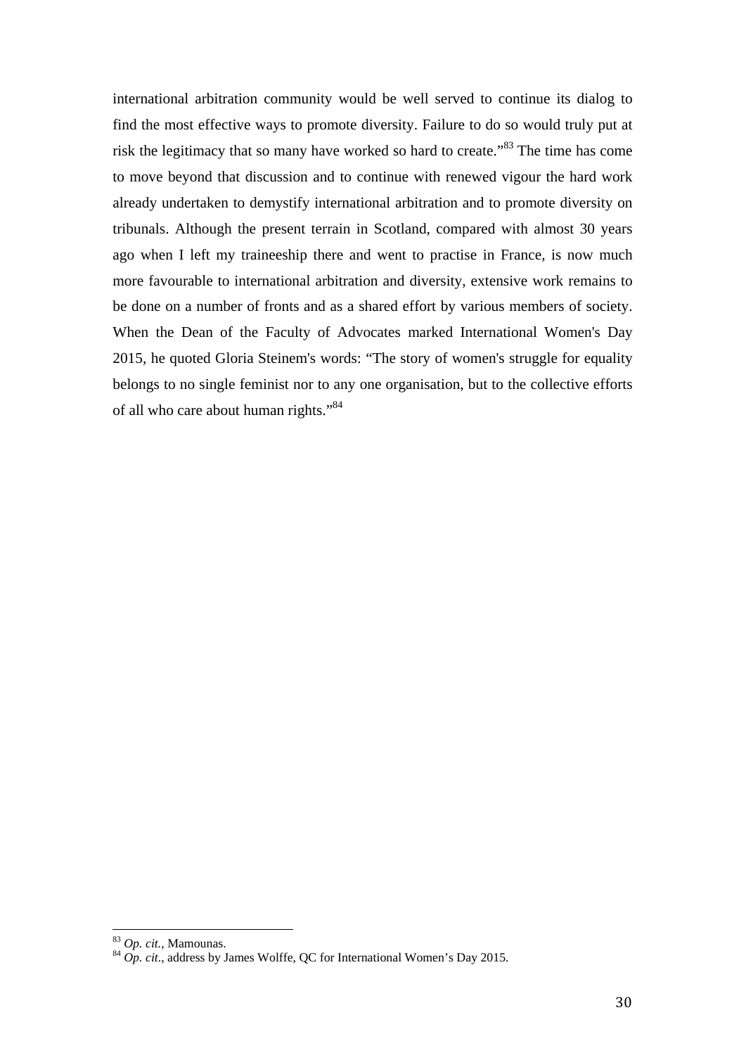international arbitration community would be well served to continue its dialog to find the most effective ways to promote diversity. Failure to do so would truly put at risk the legitimacy that so many have worked so hard to create."[83] The time has come to move beyond that discussion and to continue with renewed vigour the hard work already undertaken to demystify international arbitration and to promote diversity on tribunals. Although the present terrain in Scotland, compared with almost 30 years ago when I left my traineeship there and went to practise in France, is now much more favourable to international arbitration and diversity, extensive work remains to be done on a number of fronts and as a shared effort by various members of society. When the Dean of the Faculty of Advocates marked International Women's Day 2015, he quoted Gloria Steinem's words: "The story of women's struggle for equality belongs to no single feminist nor to any one organisation, but to the collective efforts of all who care about human rights."[84]

---

[83] *Op. cit.*, Mamounas.

[84] *Op. cit*., address by James Wolffe, QC for International Women's Day 2015.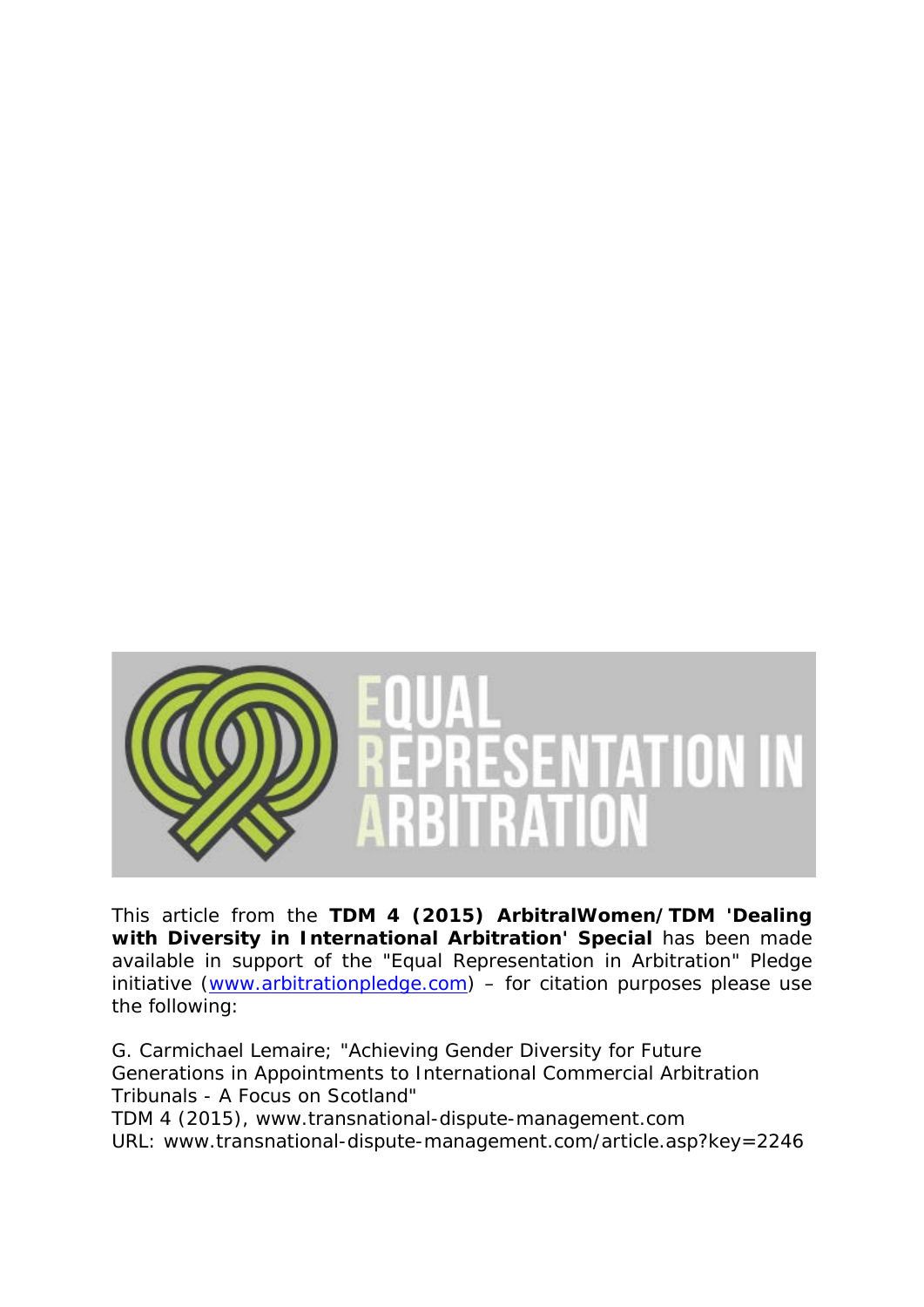EQUAL REPRESENTATION IN ARBITRATION

This article from the **TDM 4 (2015) ArbitralWomen/TDM 'Dealing with Diversity in International Arbitration' Special** has been made available in support of the "Equal Representation in Arbitration" Pledge initiative ([www.arbitrationpledge.com](www.arbitrationpledge.com)) – for citation purposes please use the following:

G. Carmichael Lemaire; "Achieving Gender Diversity for Future Generations in Appointments to International Commercial Arbitration Tribunals - A Focus on Scotland"
TDM 4 (2015), www.transnational-dispute-management.com
URL: www.transnational-dispute-management.com/article.asp?key=2246